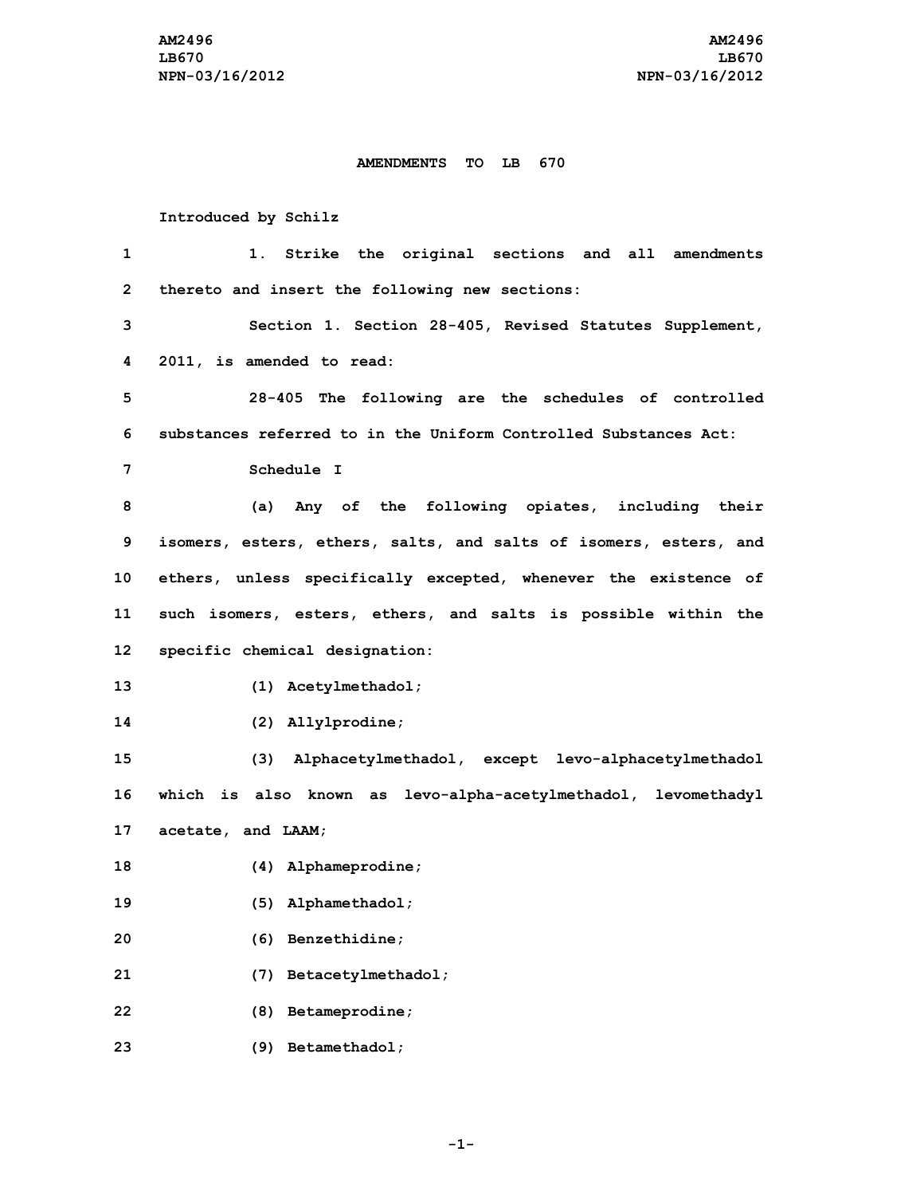# AMENDMENTS TO LB 670

Introduced by Schilz

1. Strike the original sections and all amendments thereto and insert the following new sections:

Section 1. Section 28-405, Revised Statutes Supplement, 2011, is amended to read:

28-405 The following are the schedules of controlled substances referred to in the Uniform Controlled Substances Act:

Schedule I

(a) Any of the following opiates, including their isomers, esters, ethers, salts, and salts of isomers, esters, and ethers, unless specifically excepted, whenever the existence of such isomers, esters, ethers, and salts is possible within the specific chemical designation:

(1) Acetylmethadol;

(2) Allylprodine;

(3) Alphacetylmethadol, except levo-alphacetylmethadol which is also known as levo-alpha-acetylmethadol, levomethadyl acetate, and LAAM;

(4) Alphameprodine;

(5) Alphamethadol;

(6) Benzethidine;

(7) Betacetylmethadol;

(8) Betameprodine;

(9) Betamethadol;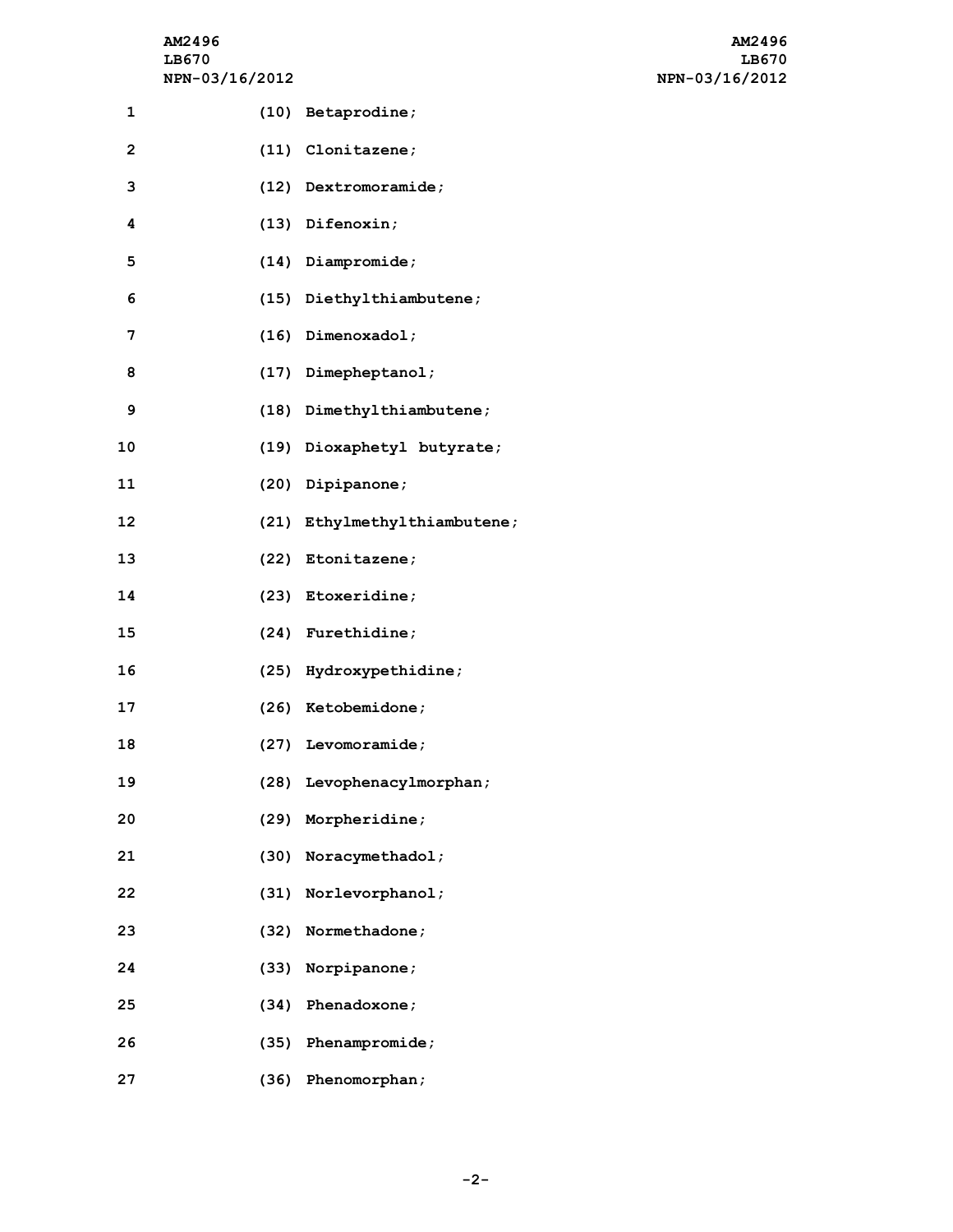(10) Betaprodine;

(11) Clonitazene;

(12) Dextromoramide;

(13) Difenoxin;

(14) Diampromide;

(15) Diethylthiambutene;

(16) Dimenoxadol;

(17) Dimepheptanol;

(18) Dimethylthiambutene;

(19) Dioxaphetyl butyrate;

(20) Dipipanone;

(21) Ethylmethylthiambutene;

(22) Etonitazene;

(23) Etoxeridine;

(24) Furethidine;

(25) Hydroxypethidine;

(26) Ketobemidone;

(27) Levomoramide;

(28) Levophenacylmorphan;

(29) Morpheridine;

(30) Noracymethadol;

(31) Norlevorphanol;

(32) Normethadone;

(33) Norpipanone;

(34) Phenadoxone;

(35) Phenampromide;

(36) Phenomorphan;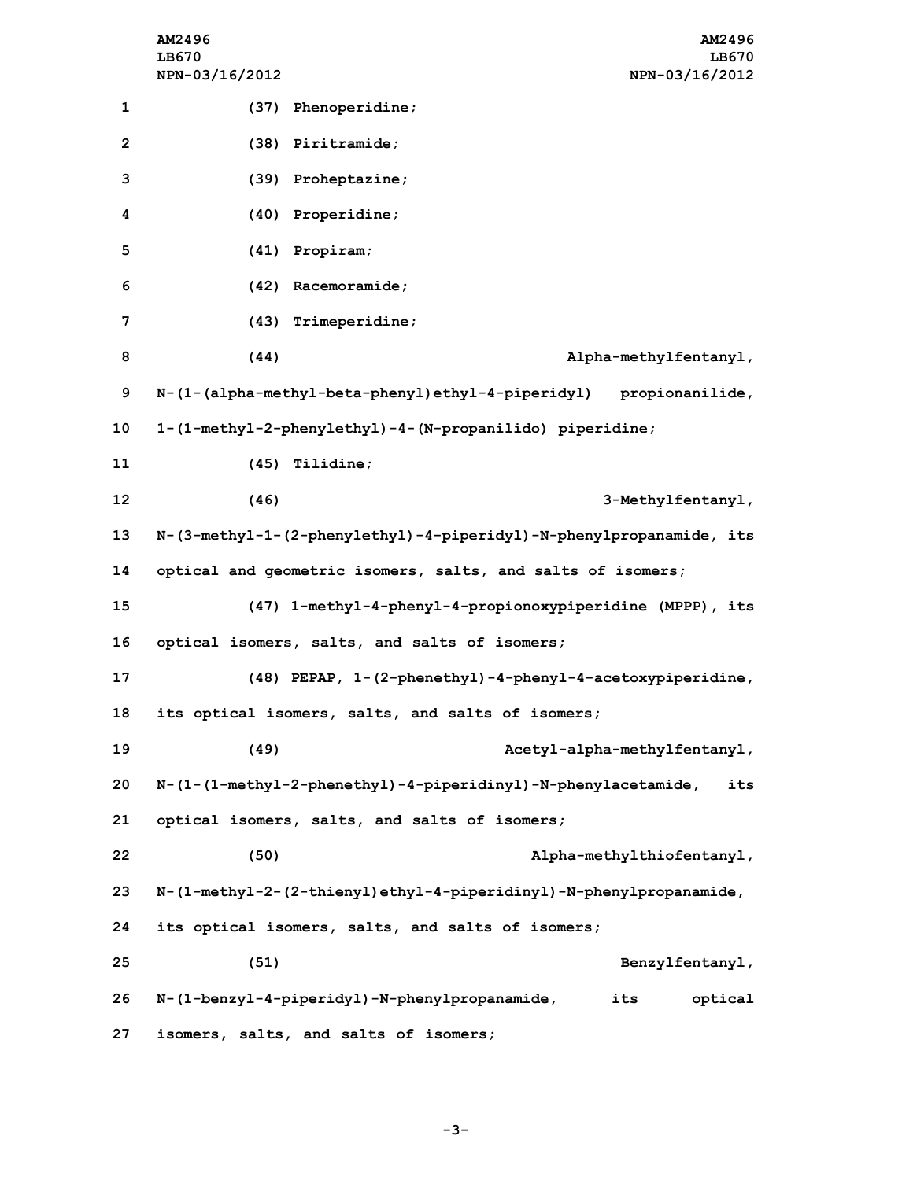(37) Phenoperidine;

(38) Piritramide;

(39) Proheptazine;

(40) Properidine;

(41) Propiram;

(42) Racemoramide;

(43) Trimeperidine;

(44) Alpha-methylfentanyl, N-(1-(alpha-methyl-beta-phenyl)ethyl-4-piperidyl) propionanilide, 1-(1-methyl-2-phenylethyl)-4-(N-propanilido) piperidine;

(45) Tilidine;

(46) 3-Methylfentanyl, N-(3-methyl-1-(2-phenylethyl)-4-piperidyl)-N-phenylpropanamide, its optical and geometric isomers, salts, and salts of isomers;

(47) 1-methyl-4-phenyl-4-propionoxypiperidine (MPPP), its optical isomers, salts, and salts of isomers;

(48) PEPAP, 1-(2-phenethyl)-4-phenyl-4-acetoxypiperidine, its optical isomers, salts, and salts of isomers;

(49) Acetyl-alpha-methylfentanyl, N-(1-(1-methyl-2-phenethyl)-4-piperidinyl)-N-phenylacetamide, its optical isomers, salts, and salts of isomers;

(50) Alpha-methylthiofentanyl, N-(1-methyl-2-(2-thienyl)ethyl-4-piperidinyl)-N-phenylpropanamide, its optical isomers, salts, and salts of isomers;

(51) Benzylfentanyl, N-(1-benzyl-4-piperidyl)-N-phenylpropanamide, its optical isomers, salts, and salts of isomers;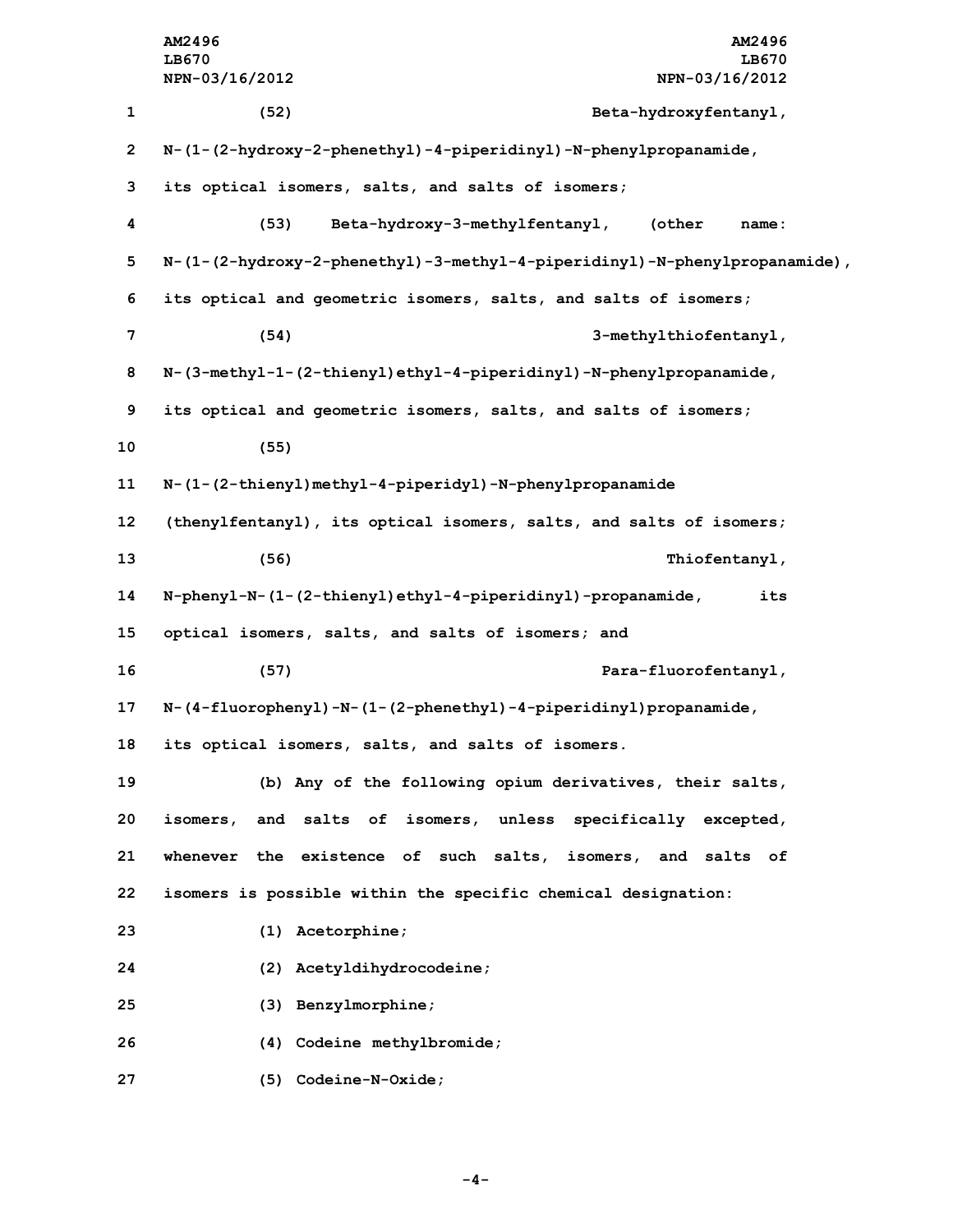(52) Beta-hydroxyfentanyl, N-(1-(2-hydroxy-2-phenethyl)-4-piperidinyl)-N-phenylpropanamide, its optical isomers, salts, and salts of isomers;

(53) Beta-hydroxy-3-methylfentanyl, (other name: N-(1-(2-hydroxy-2-phenethyl)-3-methyl-4-piperidinyl)-N-phenylpropanamide), its optical and geometric isomers, salts, and salts of isomers;

(54) 3-methylthiofentanyl, N-(3-methyl-1-(2-thienyl)ethyl-4-piperidinyl)-N-phenylpropanamide, its optical and geometric isomers, salts, and salts of isomers;

(55) N-(1-(2-thienyl)methyl-4-piperidyl)-N-phenylpropanamide (thenylfentanyl), its optical isomers, salts, and salts of isomers;

(56) Thiofentanyl, N-phenyl-N-(1-(2-thienyl)ethyl-4-piperidinyl)-propanamide, its optical isomers, salts, and salts of isomers; and

(57) Para-fluorofentanyl, N-(4-fluorophenyl)-N-(1-(2-phenethyl)-4-piperidinyl)propanamide, its optical isomers, salts, and salts of isomers.

(b) Any of the following opium derivatives, their salts, isomers, and salts of isomers, unless specifically excepted, whenever the existence of such salts, isomers, and salts of isomers is possible within the specific chemical designation:

(1) Acetorphine;

(2) Acetyldihydrocodeine;

(3) Benzylmorphine;

(4) Codeine methylbromide;

(5) Codeine-N-Oxide;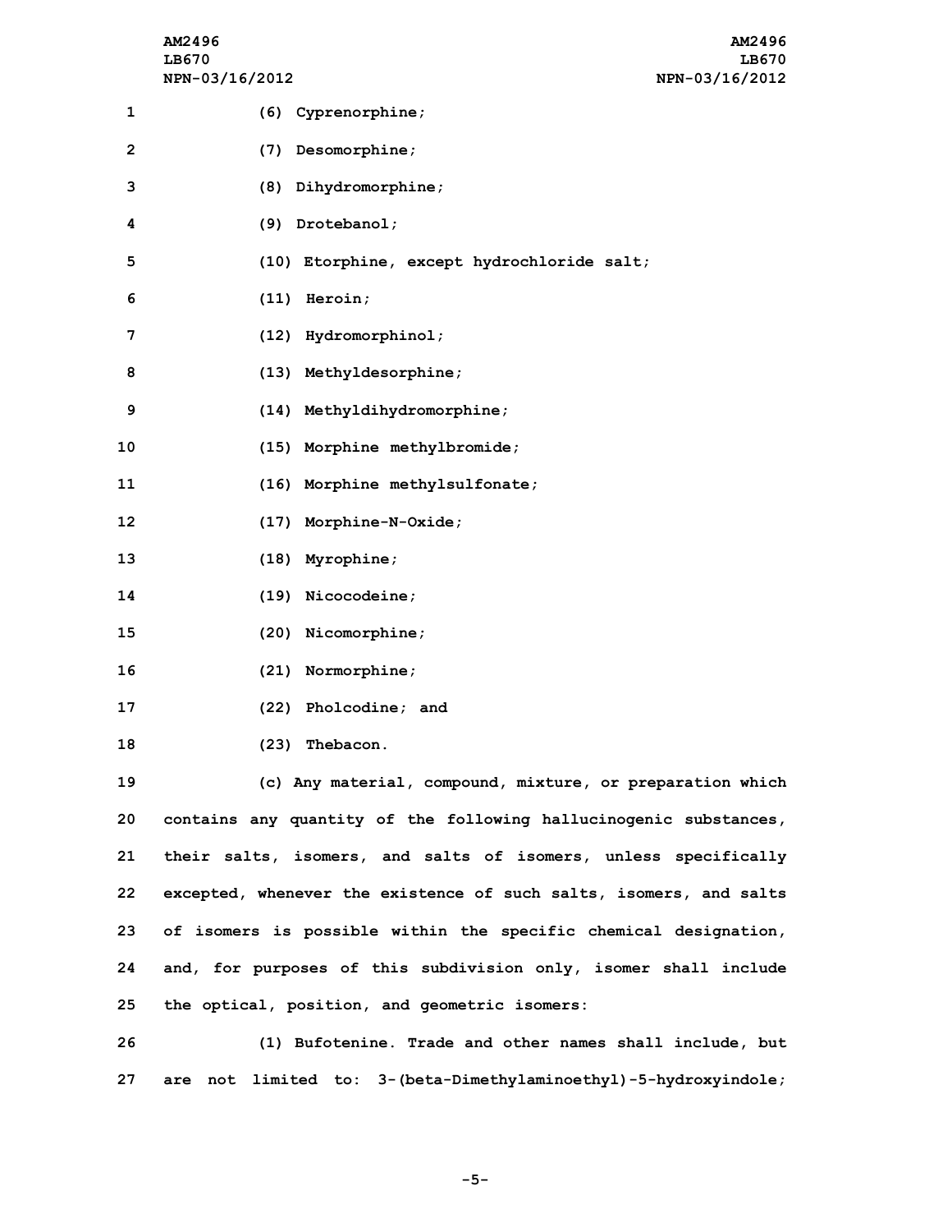(6) Cyprenorphine;

(7) Desomorphine;

(8) Dihydromorphine;

(9) Drotebanol;

(10) Etorphine, except hydrochloride salt;

(11) Heroin;

(12) Hydromorphinol;

(13) Methyldesorphine;

(14) Methyldihydromorphine;

(15) Morphine methylbromide;

(16) Morphine methylsulfonate;

(17) Morphine-N-Oxide;

(18) Myrophine;

(19) Nicocodeine;

(20) Nicomorphine;

(21) Normorphine;

(22) Pholcodine; and

(23) Thebacon.

(c) Any material, compound, mixture, or preparation which contains any quantity of the following hallucinogenic substances, their salts, isomers, and salts of isomers, unless specifically excepted, whenever the existence of such salts, isomers, and salts of isomers is possible within the specific chemical designation, and, for purposes of this subdivision only, isomer shall include the optical, position, and geometric isomers:

(1) Bufotenine. Trade and other names shall include, but are not limited to: 3-(beta-Dimethylaminoethyl)-5-hydroxyindole;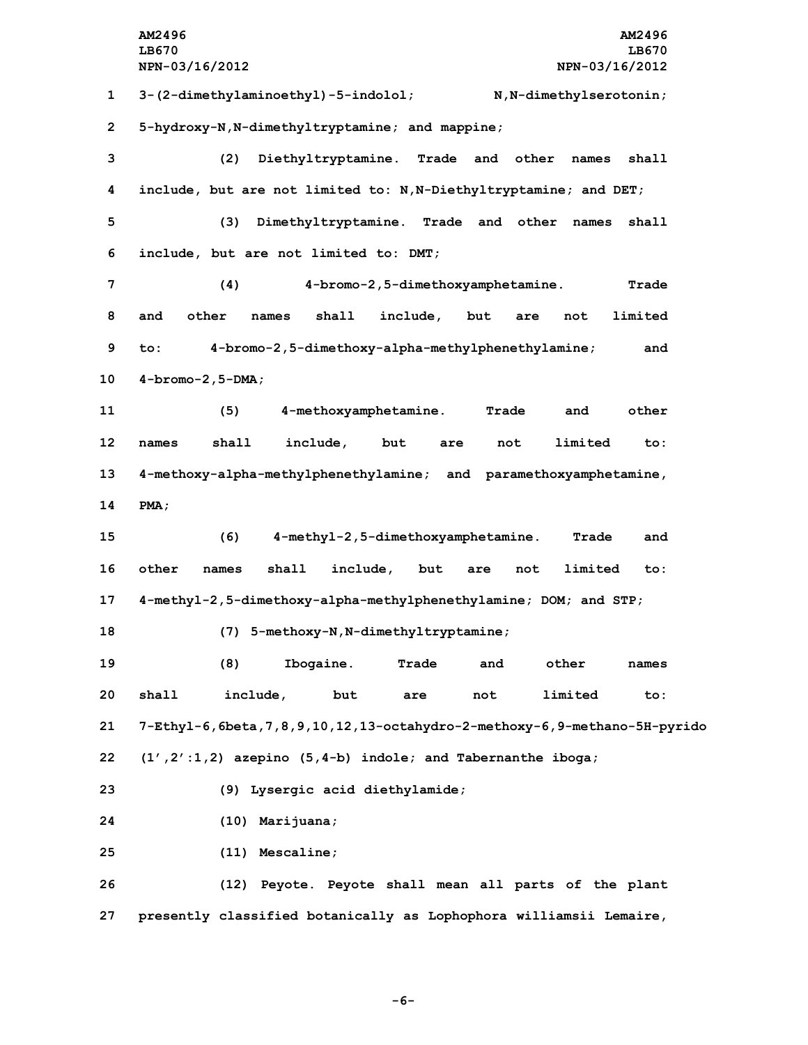3-(2-dimethylaminoethyl)-5-indolol; N,N-dimethylserotonin; 5-hydroxy-N,N-dimethyltryptamine; and mappine;

(2) Diethyltryptamine. Trade and other names shall include, but are not limited to: N,N-Diethyltryptamine; and DET;

(3) Dimethyltryptamine. Trade and other names shall include, but are not limited to: DMT;

(4) 4-bromo-2,5-dimethoxyamphetamine. Trade and other names shall include, but are not limited to: 4-bromo-2,5-dimethoxy-alpha-methylphenethylamine; and 4-bromo-2,5-DMA;

(5) 4-methoxyamphetamine. Trade and other names shall include, but are not limited to: 4-methoxy-alpha-methylphenethylamine; and paramethoxyamphetamine, PMA;

(6) 4-methyl-2,5-dimethoxyamphetamine. Trade and other names shall include, but are not limited to: 4-methyl-2,5-dimethoxy-alpha-methylphenethylamine; DOM; and STP;

(7) 5-methoxy-N,N-dimethyltryptamine;

(8) Ibogaine. Trade and other names shall include, but are not limited to: 7-Ethyl-6,6beta,7,8,9,10,12,13-octahydro-2-methoxy-6,9-methano-5H-pyrido (1′,2′:1,2) azepino (5,4-b) indole; and Tabernanthe iboga;

(9) Lysergic acid diethylamide;

(10) Marijuana;

(11) Mescaline;

(12) Peyote. Peyote shall mean all parts of the plant presently classified botanically as Lophophora williamsii Lemaire,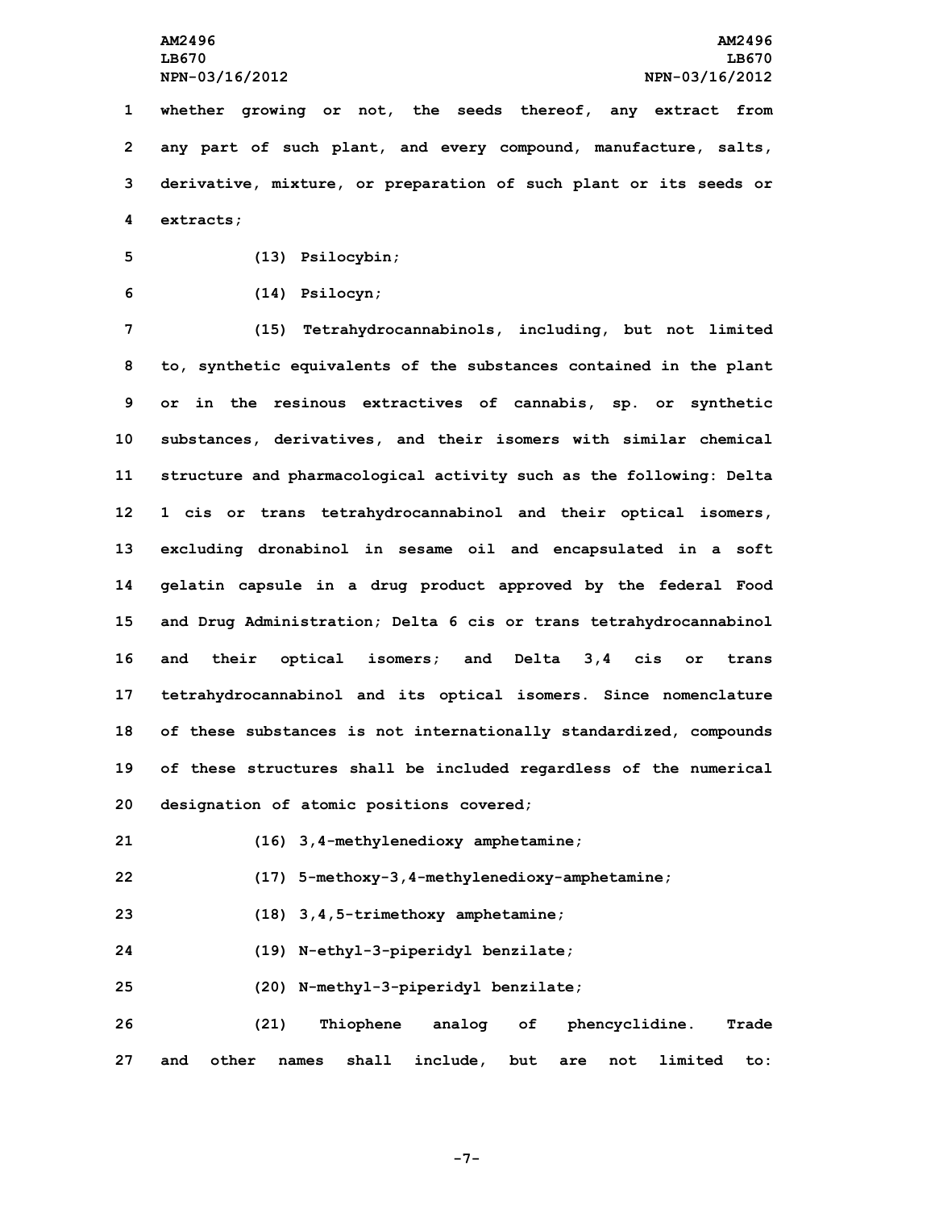whether growing or not, the seeds thereof, any extract from any part of such plant, and every compound, manufacture, salts, derivative, mixture, or preparation of such plant or its seeds or extracts;

(13) Psilocybin;

(14) Psilocyn;

(15) Tetrahydrocannabinols, including, but not limited to, synthetic equivalents of the substances contained in the plant or in the resinous extractives of cannabis, sp. or synthetic substances, derivatives, and their isomers with similar chemical structure and pharmacological activity such as the following: Delta 1 cis or trans tetrahydrocannabinol and their optical isomers, excluding dronabinol in sesame oil and encapsulated in a soft gelatin capsule in a drug product approved by the federal Food and Drug Administration; Delta 6 cis or trans tetrahydrocannabinol and their optical isomers; and Delta 3,4 cis or trans tetrahydrocannabinol and its optical isomers. Since nomenclature of these substances is not internationally standardized, compounds of these structures shall be included regardless of the numerical designation of atomic positions covered;

(16) 3,4-methylenedioxy amphetamine;

(17) 5-methoxy-3,4-methylenedioxy-amphetamine;

(18) 3,4,5-trimethoxy amphetamine;

(19) N-ethyl-3-piperidyl benzilate;

(20) N-methyl-3-piperidyl benzilate;

(21) Thiophene analog of phencyclidine. Trade and other names shall include, but are not limited to: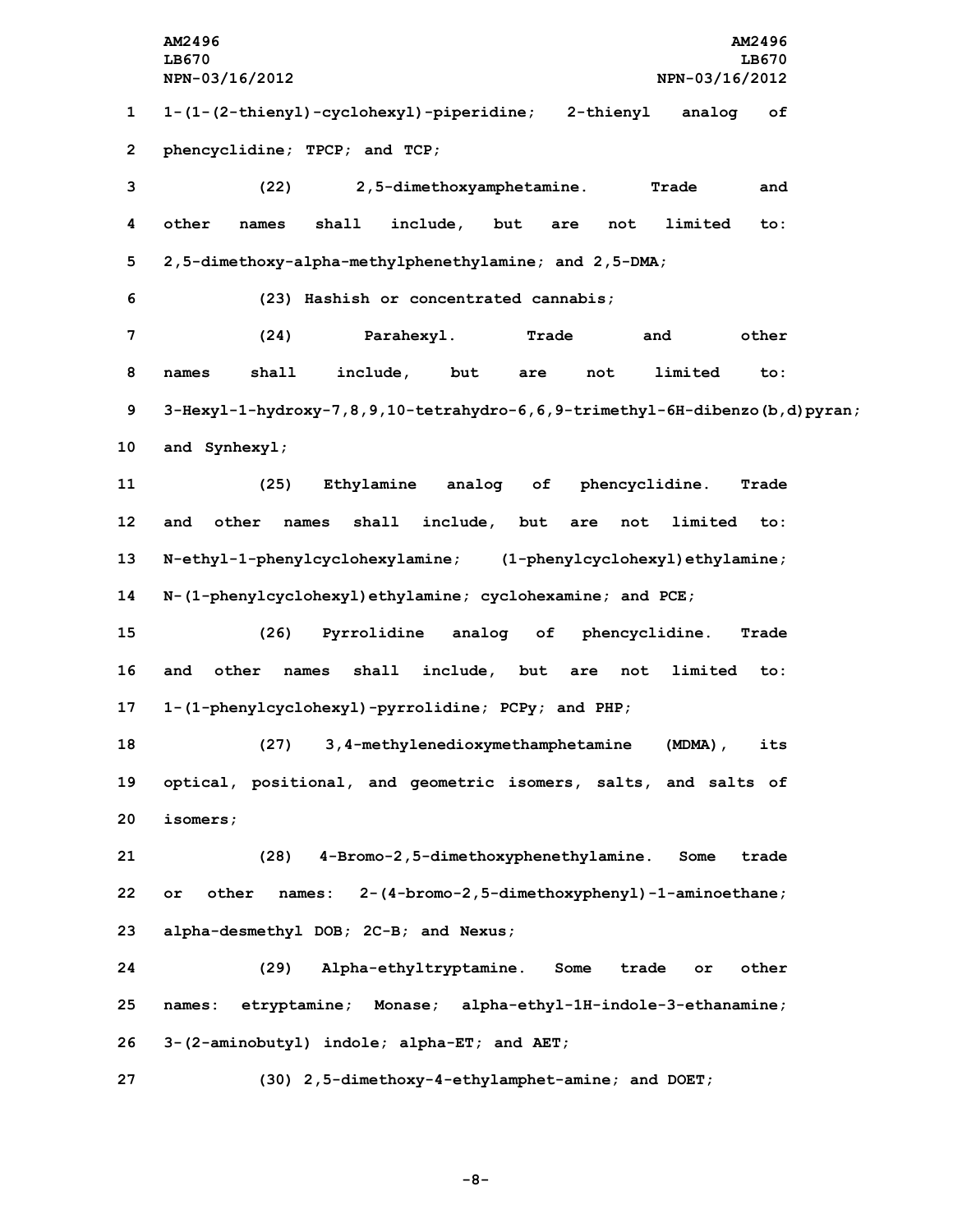1-(1-(2-thienyl)-cyclohexyl)-piperidine; 2-thienyl analog of phencyclidine; TPCP; and TCP;

(22) 2,5-dimethoxyamphetamine. Trade and other names shall include, but are not limited to: 2,5-dimethoxy-alpha-methylphenethylamine; and 2,5-DMA;

(23) Hashish or concentrated cannabis;

(24) Parahexyl. Trade and other names shall include, but are not limited to: 3-Hexyl-1-hydroxy-7,8,9,10-tetrahydro-6,6,9-trimethyl-6H-dibenzo(b,d)pyran; and Synhexyl;

(25) Ethylamine analog of phencyclidine. Trade and other names shall include, but are not limited to: N-ethyl-1-phenylcyclohexylamine; (1-phenylcyclohexyl)ethylamine; N-(1-phenylcyclohexyl)ethylamine; cyclohexamine; and PCE;

(26) Pyrrolidine analog of phencyclidine. Trade and other names shall include, but are not limited to: 1-(1-phenylcyclohexyl)-pyrrolidine; PCPy; and PHP;

(27) 3,4-methylenedioxymethamphetamine (MDMA), its optical, positional, and geometric isomers, salts, and salts of isomers;

(28) 4-Bromo-2,5-dimethoxyphenethylamine. Some trade or other names: 2-(4-bromo-2,5-dimethoxyphenyl)-1-aminoethane; alpha-desmethyl DOB; 2C-B; and Nexus;

(29) Alpha-ethyltryptamine. Some trade or other names: etryptamine; Monase; alpha-ethyl-1H-indole-3-ethanamine; 3-(2-aminobutyl) indole; alpha-ET; and AET;

(30) 2,5-dimethoxy-4-ethylamphet-amine; and DOET;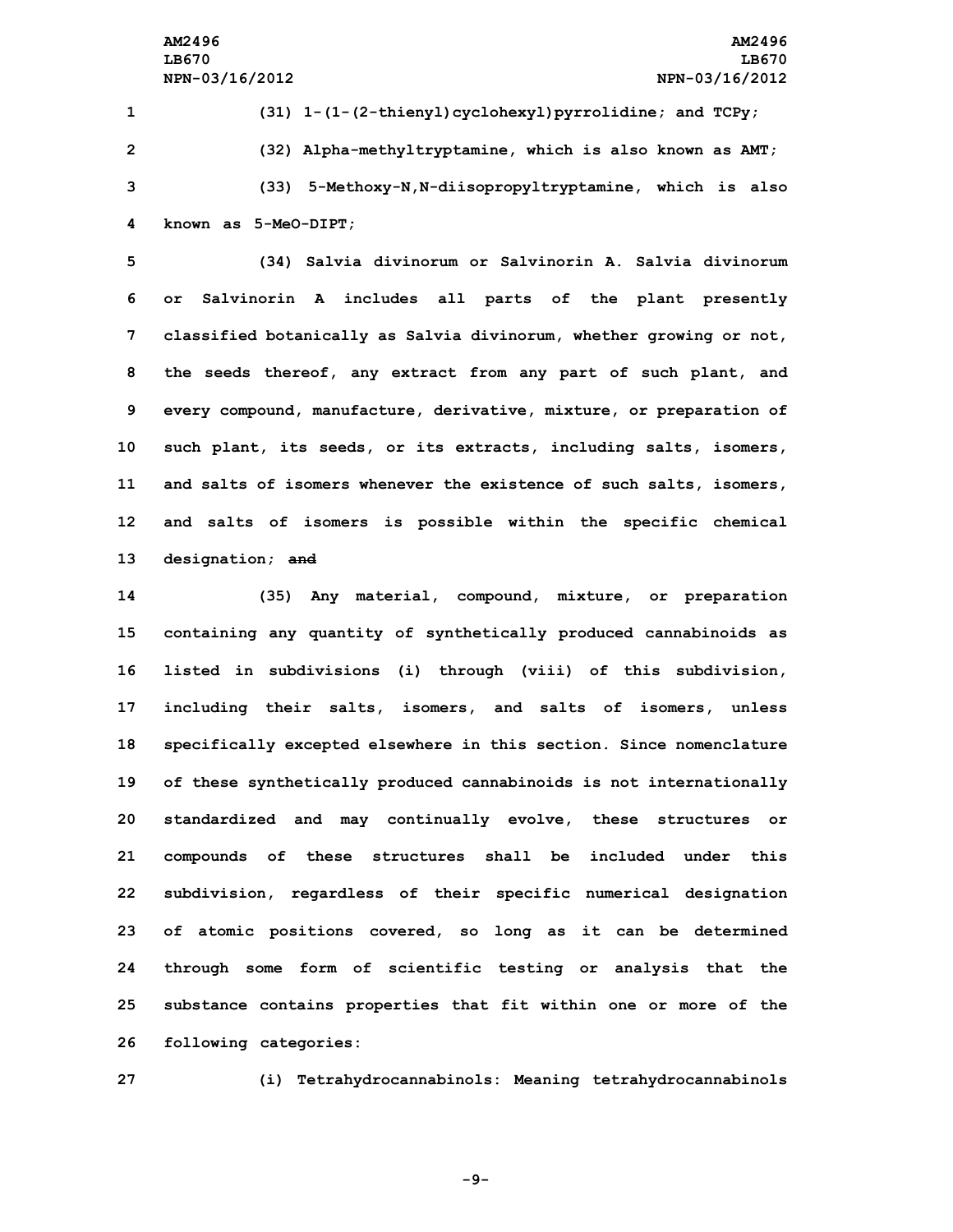(31) 1-(1-(2-thienyl)cyclohexyl)pyrrolidine; and TCPy;

(32) Alpha-methyltryptamine, which is also known as AMT;

(33) 5-Methoxy-N,N-diisopropyltryptamine, which is also known as 5-MeO-DIPT;

(34) Salvia divinorum or Salvinorin A. Salvia divinorum or Salvinorin A includes all parts of the plant presently classified botanically as Salvia divinorum, whether growing or not, the seeds thereof, any extract from any part of such plant, and every compound, manufacture, derivative, mixture, or preparation of such plant, its seeds, or its extracts, including salts, isomers, and salts of isomers whenever the existence of such salts, isomers, and salts of isomers is possible within the specific chemical designation; ~~and~~

(35) Any material, compound, mixture, or preparation containing any quantity of synthetically produced cannabinoids as listed in subdivisions (i) through (viii) of this subdivision, including their salts, isomers, and salts of isomers, unless specifically excepted elsewhere in this section. Since nomenclature of these synthetically produced cannabinoids is not internationally standardized and may continually evolve, these structures or compounds of these structures shall be included under this subdivision, regardless of their specific numerical designation of atomic positions covered, so long as it can be determined through some form of scientific testing or analysis that the substance contains properties that fit within one or more of the following categories:

(i) Tetrahydrocannabinols: Meaning tetrahydrocannabinols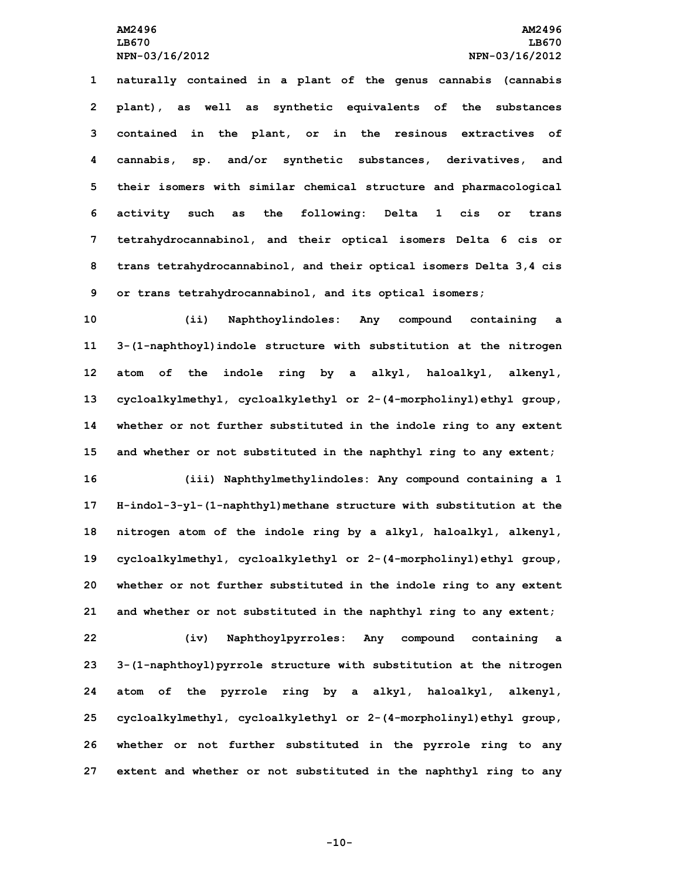naturally contained in a plant of the genus cannabis (cannabis plant), as well as synthetic equivalents of the substances contained in the plant, or in the resinous extractives of cannabis, sp. and/or synthetic substances, derivatives, and their isomers with similar chemical structure and pharmacological activity such as the following: Delta 1 cis or trans tetrahydrocannabinol, and their optical isomers Delta 6 cis or trans tetrahydrocannabinol, and their optical isomers Delta 3,4 cis or trans tetrahydrocannabinol, and its optical isomers;

(ii) Naphthoylindoles: Any compound containing a 3-(1-naphthoyl)indole structure with substitution at the nitrogen atom of the indole ring by a alkyl, haloalkyl, alkenyl, cycloalkylmethyl, cycloalkylethyl or 2-(4-morpholinyl)ethyl group, whether or not further substituted in the indole ring to any extent and whether or not substituted in the naphthyl ring to any extent;

(iii) Naphthylmethylindoles: Any compound containing a 1 H-indol-3-yl-(1-naphthyl)methane structure with substitution at the nitrogen atom of the indole ring by a alkyl, haloalkyl, alkenyl, cycloalkylmethyl, cycloalkylethyl or 2-(4-morpholinyl)ethyl group, whether or not further substituted in the indole ring to any extent and whether or not substituted in the naphthyl ring to any extent;

(iv) Naphthoylpyrroles: Any compound containing a 3-(1-naphthoyl)pyrrole structure with substitution at the nitrogen atom of the pyrrole ring by a alkyl, haloalkyl, alkenyl, cycloalkylmethyl, cycloalkylethyl or 2-(4-morpholinyl)ethyl group, whether or not further substituted in the pyrrole ring to any extent and whether or not substituted in the naphthyl ring to any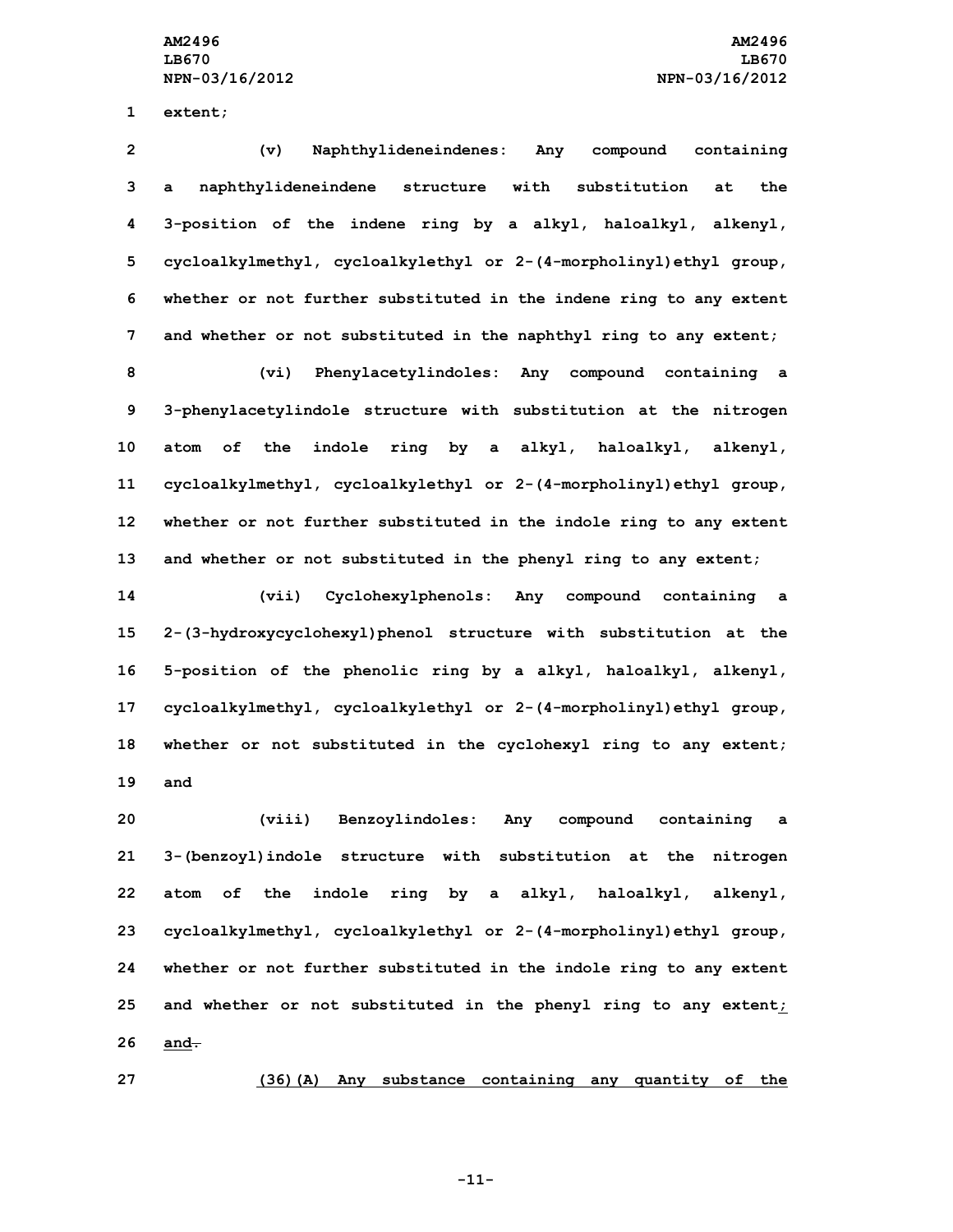extent;

(v) Naphthylideneindenes: Any compound containing a naphthylideneindene structure with substitution at the 3-position of the indene ring by a alkyl, haloalkyl, alkenyl, cycloalkylmethyl, cycloalkylethyl or 2-(4-morpholinyl)ethyl group, whether or not further substituted in the indene ring to any extent and whether or not substituted in the naphthyl ring to any extent;

(vi) Phenylacetylindoles: Any compound containing a 3-phenylacetylindole structure with substitution at the nitrogen atom of the indole ring by a alkyl, haloalkyl, alkenyl, cycloalkylmethyl, cycloalkylethyl or 2-(4-morpholinyl)ethyl group, whether or not further substituted in the indole ring to any extent and whether or not substituted in the phenyl ring to any extent;

(vii) Cyclohexylphenols: Any compound containing a 2-(3-hydroxycyclohexyl)phenol structure with substitution at the 5-position of the phenolic ring by a alkyl, haloalkyl, alkenyl, cycloalkylmethyl, cycloalkylethyl or 2-(4-morpholinyl)ethyl group, whether or not substituted in the cyclohexyl ring to any extent; and

(viii) Benzoylindoles: Any compound containing a 3-(benzoyl)indole structure with substitution at the nitrogen atom of the indole ring by a alkyl, haloalkyl, alkenyl, cycloalkylmethyl, cycloalkylethyl or 2-(4-morpholinyl)ethyl group, whether or not further substituted in the indole ring to any extent and whether or not substituted in the phenyl ring to any extent<u>; and</u>~~.~~

<u>(36)(A) Any substance containing any quantity of the</u>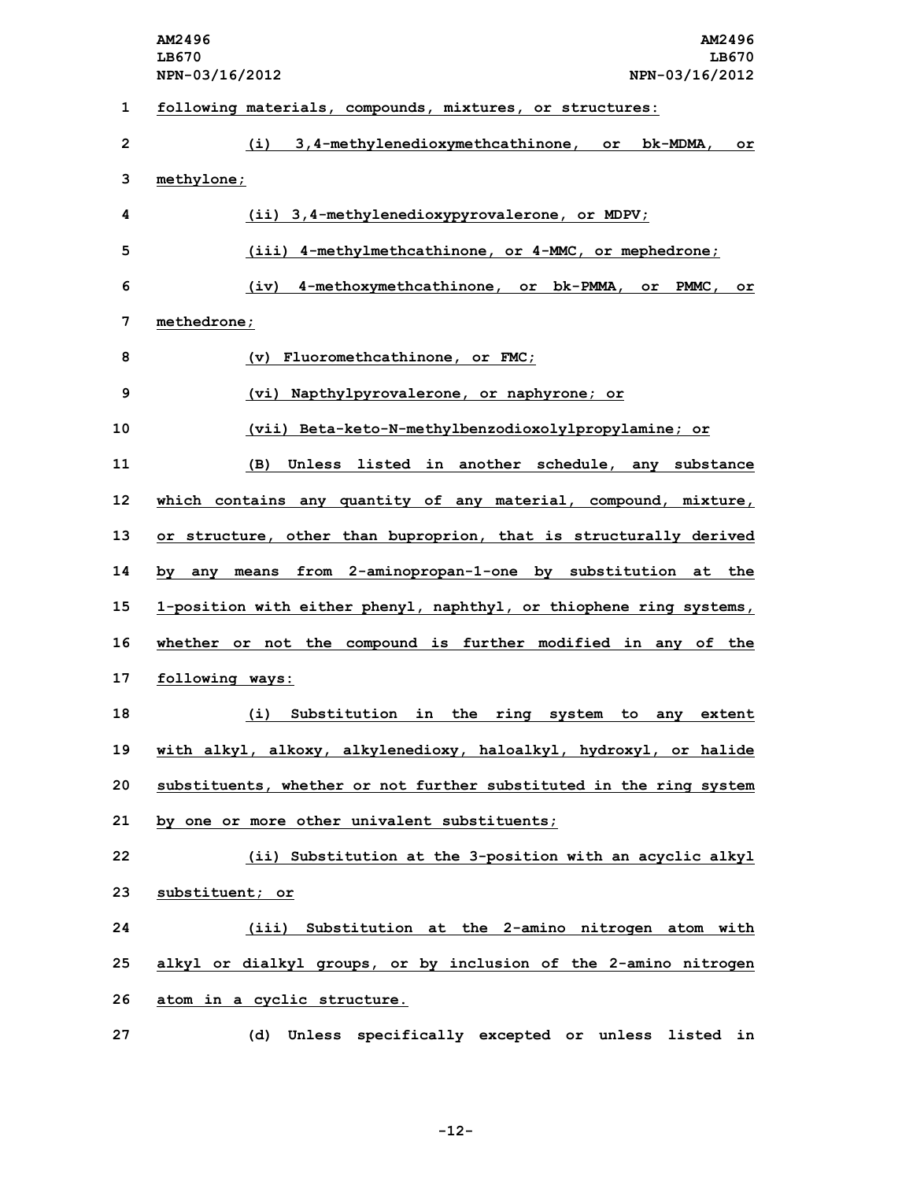following materials, compounds, mixtures, or structures:

(i) 3,4-methylenedioxymethcathinone, or bk-MDMA, or methylone;

(ii) 3,4-methylenedioxypyrovalerone, or MDPV;

(iii) 4-methylmethcathinone, or 4-MMC, or mephedrone;

(iv) 4-methoxymethcathinone, or bk-PMMA, or PMMC, or methedrone;

(v) Fluoromethcathinone, or FMC;

(vi) Napthylpyrovalerone, or naphyrone; or

(vii) Beta-keto-N-methylbenzodioxolylpropylamine; or

(B) Unless listed in another schedule, any substance which contains any quantity of any material, compound, mixture, or structure, other than buproprion, that is structurally derived by any means from 2-aminopropan-1-one by substitution at the 1-position with either phenyl, naphthyl, or thiophene ring systems, whether or not the compound is further modified in any of the following ways:

(i) Substitution in the ring system to any extent with alkyl, alkoxy, alkylenedioxy, haloalkyl, hydroxyl, or halide substituents, whether or not further substituted in the ring system by one or more other univalent substituents;

(ii) Substitution at the 3-position with an acyclic alkyl substituent; or

(iii) Substitution at the 2-amino nitrogen atom with alkyl or dialkyl groups, or by inclusion of the 2-amino nitrogen atom in a cyclic structure.

(d) Unless specifically excepted or unless listed in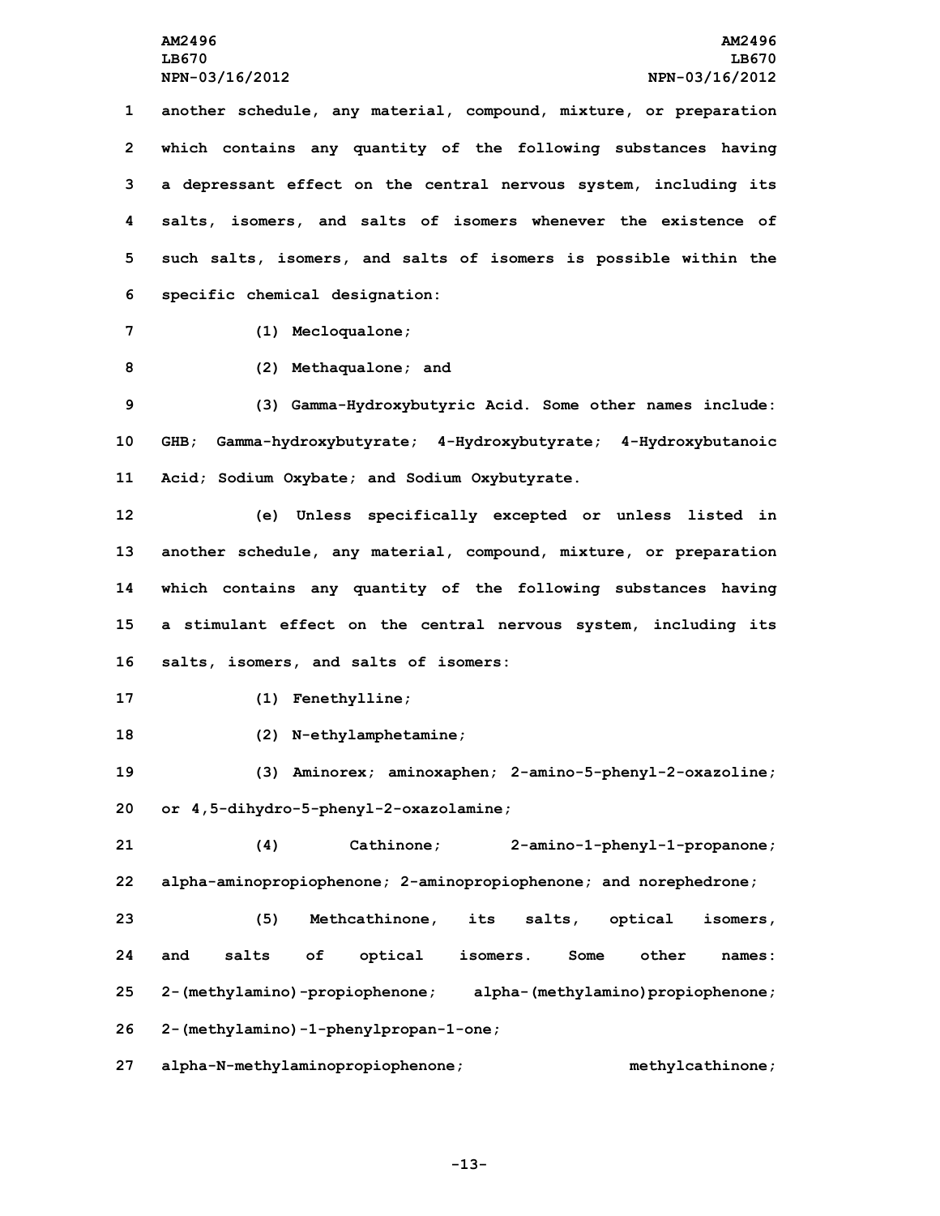another schedule, any material, compound, mixture, or preparation which contains any quantity of the following substances having a depressant effect on the central nervous system, including its salts, isomers, and salts of isomers whenever the existence of such salts, isomers, and salts of isomers is possible within the specific chemical designation:

(1) Mecloqualone;

(2) Methaqualone; and

(3) Gamma-Hydroxybutyric Acid. Some other names include: GHB; Gamma-hydroxybutyrate; 4-Hydroxybutyrate; 4-Hydroxybutanoic Acid; Sodium Oxybate; and Sodium Oxybutyrate.

(e) Unless specifically excepted or unless listed in another schedule, any material, compound, mixture, or preparation which contains any quantity of the following substances having a stimulant effect on the central nervous system, including its salts, isomers, and salts of isomers:

(1) Fenethylline;

(2) N-ethylamphetamine;

(3) Aminorex; aminoxaphen; 2-amino-5-phenyl-2-oxazoline; or 4,5-dihydro-5-phenyl-2-oxazolamine;

(4) Cathinone; 2-amino-1-phenyl-1-propanone; alpha-aminopropiophenone; 2-aminopropiophenone; and norephedrone;

(5) Methcathinone, its salts, optical isomers, and salts of optical isomers. Some other names: 2-(methylamino)-propiophenone; alpha-(methylamino)propiophenone; 2-(methylamino)-1-phenylpropan-1-one; alpha-N-methylaminopropiophenone; methylcathinone;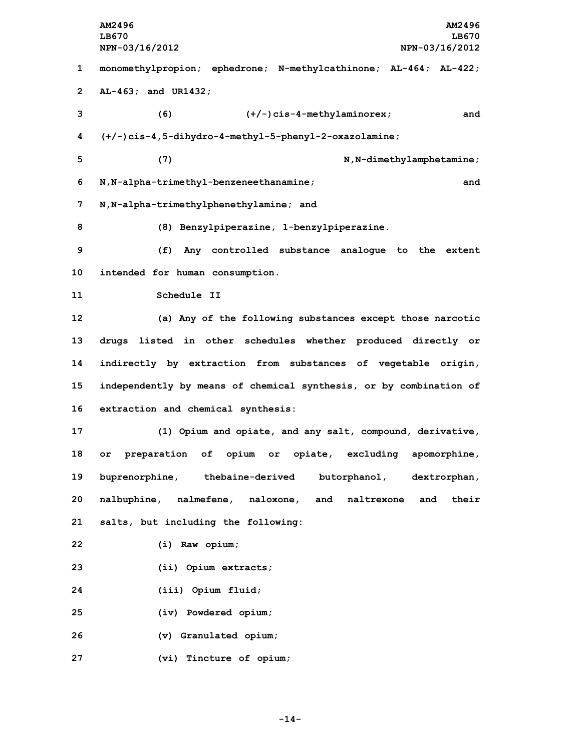monomethylpropion; ephedrone; N-methylcathinone; AL-464; AL-422; AL-463; and UR1432;

(6) (+/-)cis-4-methylaminorex; and (+/-)cis-4,5-dihydro-4-methyl-5-phenyl-2-oxazolamine;

(7) N,N-dimethylamphetamine; N,N-alpha-trimethyl-benzeneethanamine; and N,N-alpha-trimethylphenethylamine; and

(8) Benzylpiperazine, 1-benzylpiperazine.

(f) Any controlled substance analogue to the extent intended for human consumption.

Schedule II

(a) Any of the following substances except those narcotic drugs listed in other schedules whether produced directly or indirectly by extraction from substances of vegetable origin, independently by means of chemical synthesis, or by combination of extraction and chemical synthesis:

(1) Opium and opiate, and any salt, compound, derivative, or preparation of opium or opiate, excluding apomorphine, buprenorphine, thebaine-derived butorphanol, dextrorphan, nalbuphine, nalmefene, naloxone, and naltrexone and their salts, but including the following:

(i) Raw opium;

(ii) Opium extracts;

(iii) Opium fluid;

(iv) Powdered opium;

(v) Granulated opium;

(vi) Tincture of opium;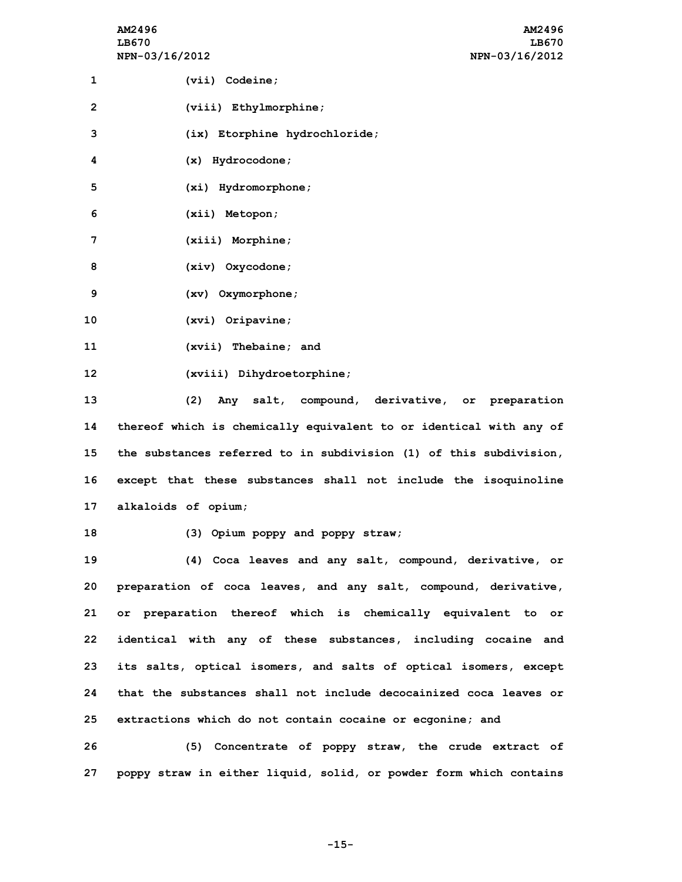(vii) Codeine;

(viii) Ethylmorphine;

(ix) Etorphine hydrochloride;

(x) Hydrocodone;

(xi) Hydromorphone;

(xii) Metopon;

(xiii) Morphine;

(xiv) Oxycodone;

(xv) Oxymorphone;

(xvi) Oripavine;

(xvii) Thebaine; and

(xviii) Dihydroetorphine;

(2) Any salt, compound, derivative, or preparation thereof which is chemically equivalent to or identical with any of the substances referred to in subdivision (1) of this subdivision, except that these substances shall not include the isoquinoline alkaloids of opium;

(3) Opium poppy and poppy straw;

(4) Coca leaves and any salt, compound, derivative, or preparation of coca leaves, and any salt, compound, derivative, or preparation thereof which is chemically equivalent to or identical with any of these substances, including cocaine and its salts, optical isomers, and salts of optical isomers, except that the substances shall not include decocainized coca leaves or extractions which do not contain cocaine or ecgonine; and

(5) Concentrate of poppy straw, the crude extract of poppy straw in either liquid, solid, or powder form which contains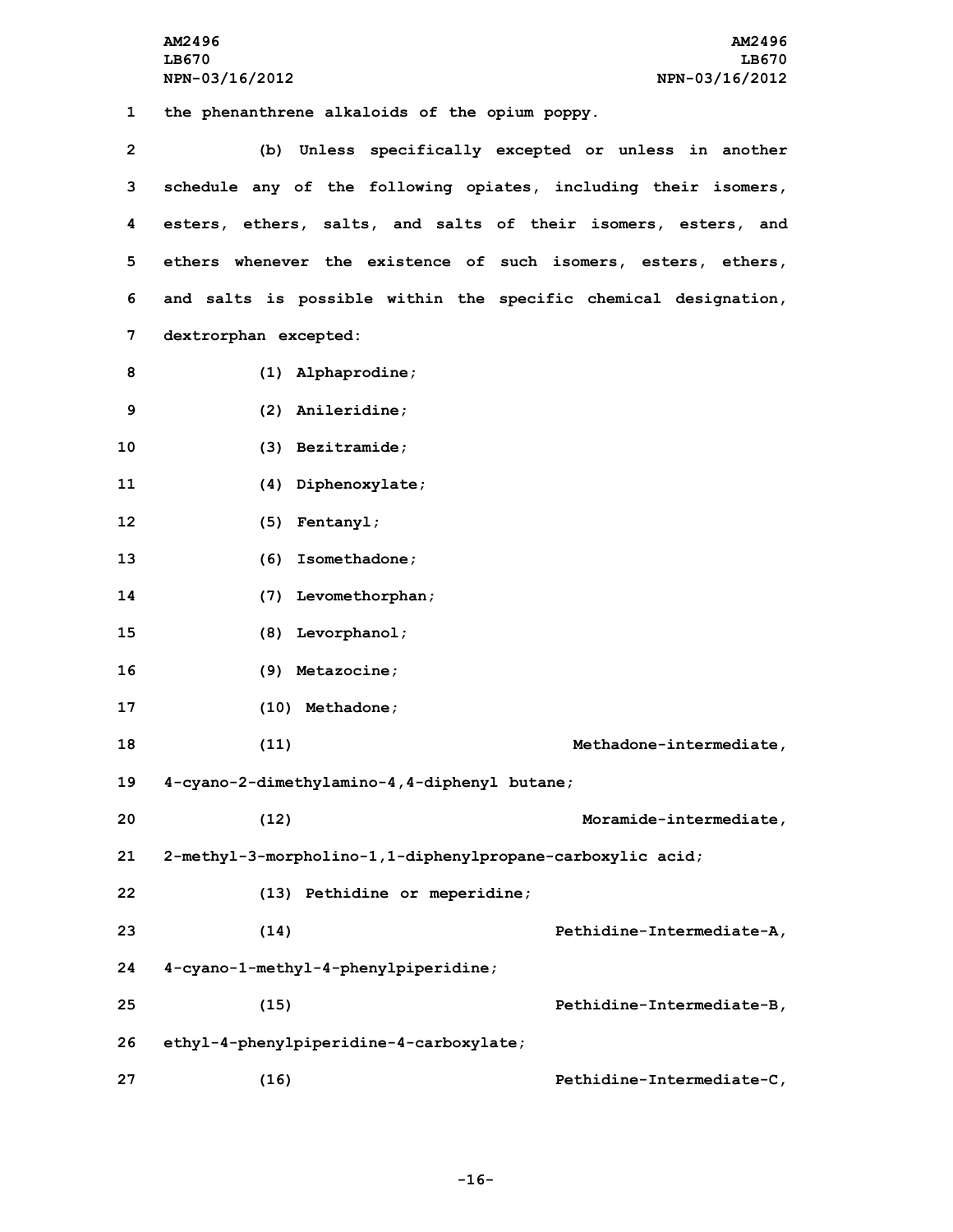the phenanthrene alkaloids of the opium poppy.

(b) Unless specifically excepted or unless in another schedule any of the following opiates, including their isomers, esters, ethers, salts, and salts of their isomers, esters, and ethers whenever the existence of such isomers, esters, ethers, and salts is possible within the specific chemical designation, dextrorphan excepted:

(1) Alphaprodine;

(2) Anileridine;

(3) Bezitramide;

(4) Diphenoxylate;

(5) Fentanyl;

(6) Isomethadone;

(7) Levomethorphan;

(8) Levorphanol;

(9) Metazocine;

(10) Methadone;

(11) Methadone-intermediate, 4-cyano-2-dimethylamino-4,4-diphenyl butane;

(12) Moramide-intermediate, 2-methyl-3-morpholino-1,1-diphenylpropane-carboxylic acid;

(13) Pethidine or meperidine;

(14) Pethidine-Intermediate-A, 4-cyano-1-methyl-4-phenylpiperidine;

(15) Pethidine-Intermediate-B, ethyl-4-phenylpiperidine-4-carboxylate;

(16) Pethidine-Intermediate-C,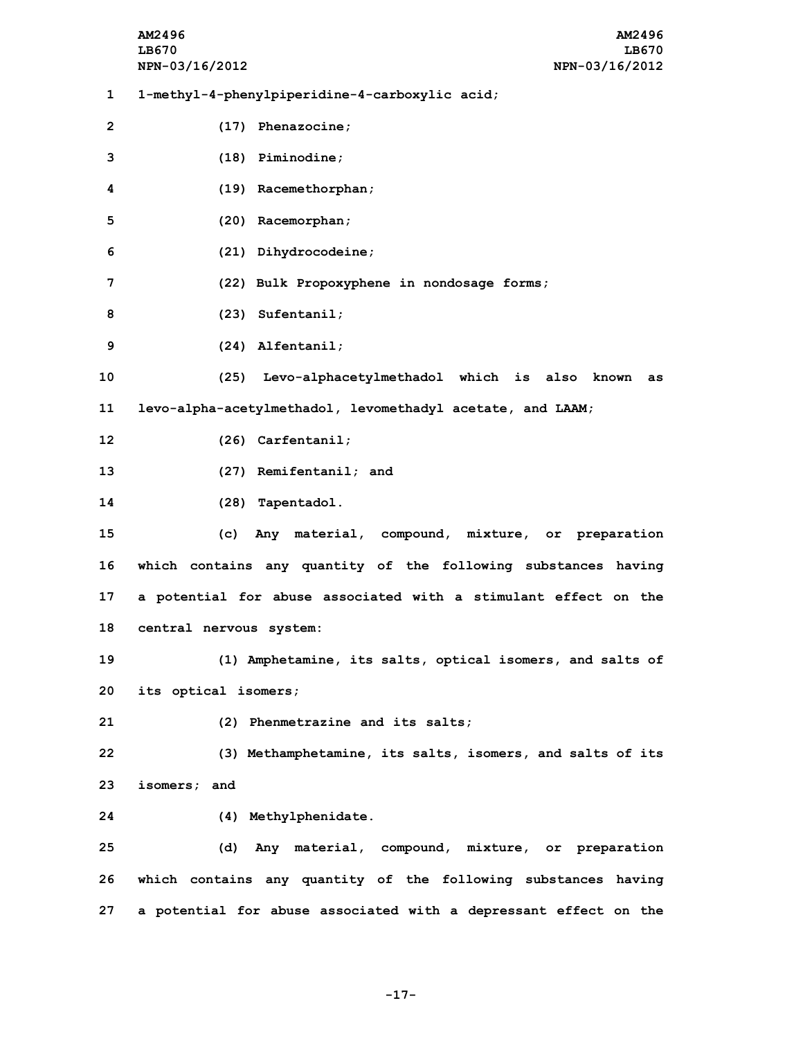1-methyl-4-phenylpiperidine-4-carboxylic acid;

(17) Phenazocine;

(18) Piminodine;

(19) Racemethorphan;

(20) Racemorphan;

(21) Dihydrocodeine;

(22) Bulk Propoxyphene in nondosage forms;

(23) Sufentanil;

(24) Alfentanil;

(25) Levo-alphacetylmethadol which is also known as levo-alpha-acetylmethadol, levomethadyl acetate, and LAAM;

(26) Carfentanil;

(27) Remifentanil; and

(28) Tapentadol.

(c) Any material, compound, mixture, or preparation which contains any quantity of the following substances having a potential for abuse associated with a stimulant effect on the central nervous system:

(1) Amphetamine, its salts, optical isomers, and salts of its optical isomers;

(2) Phenmetrazine and its salts;

(3) Methamphetamine, its salts, isomers, and salts of its isomers; and

(4) Methylphenidate.

(d) Any material, compound, mixture, or preparation which contains any quantity of the following substances having a potential for abuse associated with a depressant effect on the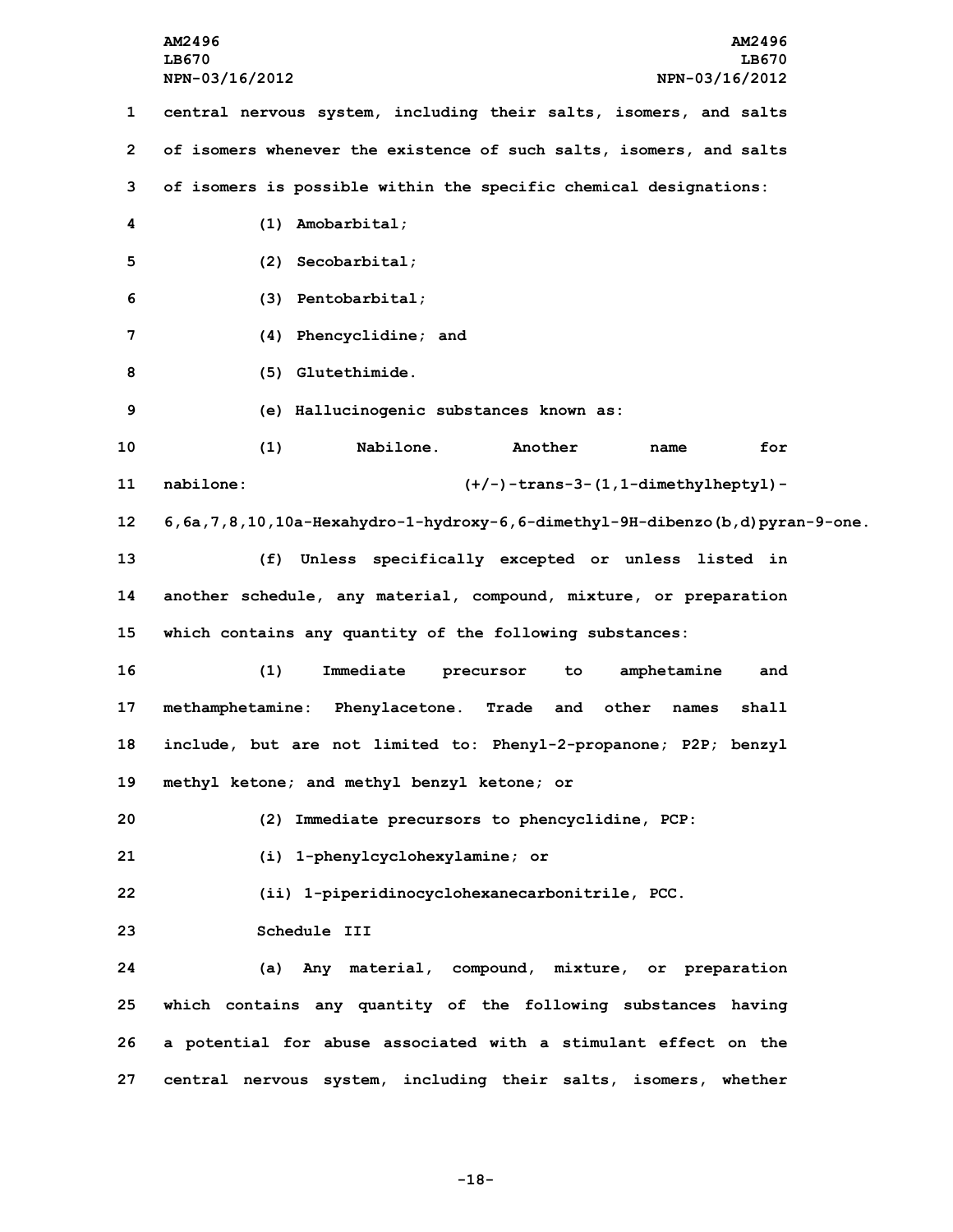central nervous system, including their salts, isomers, and salts of isomers whenever the existence of such salts, isomers, and salts of isomers is possible within the specific chemical designations:

(1) Amobarbital;

(2) Secobarbital;

(3) Pentobarbital;

(4) Phencyclidine; and

(5) Glutethimide.

(e) Hallucinogenic substances known as:

(1) Nabilone. Another name for nabilone: (+/-)-trans-3-(1,1-dimethylheptyl)-6,6a,7,8,10,10a-Hexahydro-1-hydroxy-6,6-dimethyl-9H-dibenzo(b,d)pyran-9-one.

(f) Unless specifically excepted or unless listed in another schedule, any material, compound, mixture, or preparation which contains any quantity of the following substances:

(1) Immediate precursor to amphetamine and methamphetamine: Phenylacetone. Trade and other names shall include, but are not limited to: Phenyl-2-propanone; P2P; benzyl methyl ketone; and methyl benzyl ketone; or

(2) Immediate precursors to phencyclidine, PCP:

(i) 1-phenylcyclohexylamine; or

(ii) 1-piperidinocyclohexanecarbonitrile, PCC.

Schedule III

(a) Any material, compound, mixture, or preparation which contains any quantity of the following substances having a potential for abuse associated with a stimulant effect on the central nervous system, including their salts, isomers, whether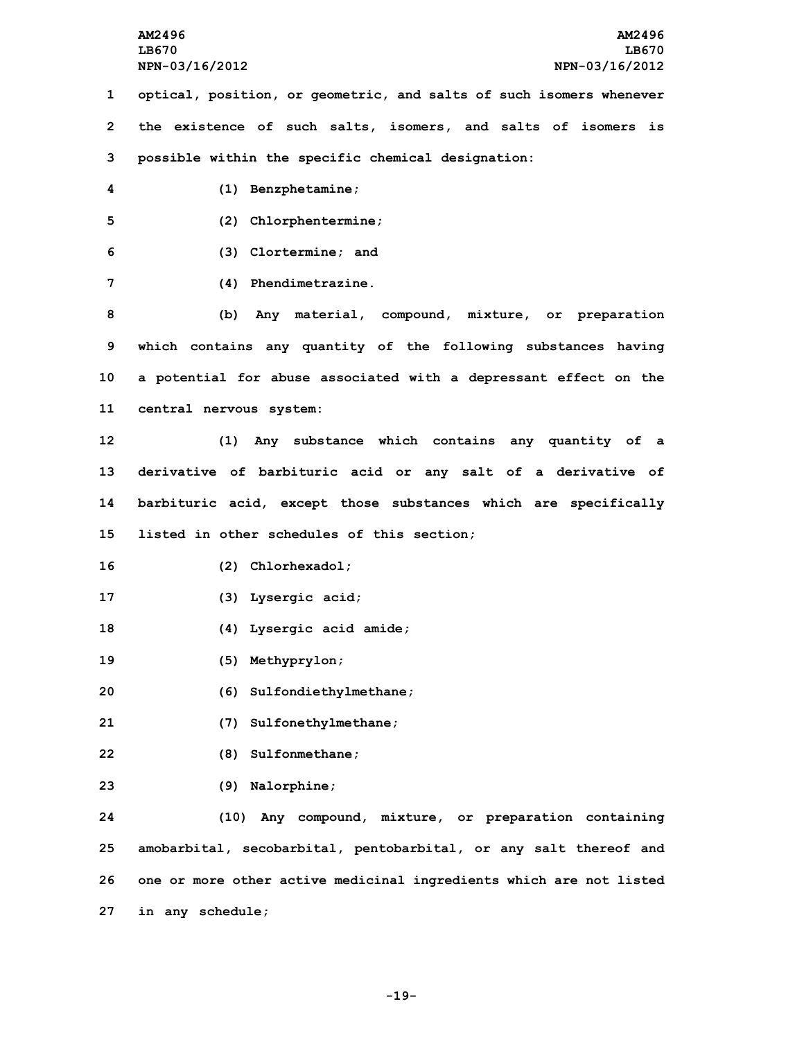optical, position, or geometric, and salts of such isomers whenever the existence of such salts, isomers, and salts of isomers is possible within the specific chemical designation:

(1) Benzphetamine;

(2) Chlorphentermine;

(3) Clortermine; and

(4) Phendimetrazine.

(b) Any material, compound, mixture, or preparation which contains any quantity of the following substances having a potential for abuse associated with a depressant effect on the central nervous system:

(1) Any substance which contains any quantity of a derivative of barbituric acid or any salt of a derivative of barbituric acid, except those substances which are specifically listed in other schedules of this section;

(2) Chlorhexadol;

(3) Lysergic acid;

(4) Lysergic acid amide;

(5) Methyprylon;

(6) Sulfondiethylmethane;

(7) Sulfonethylmethane;

(8) Sulfonmethane;

(9) Nalorphine;

(10) Any compound, mixture, or preparation containing amobarbital, secobarbital, pentobarbital, or any salt thereof and one or more other active medicinal ingredients which are not listed in any schedule;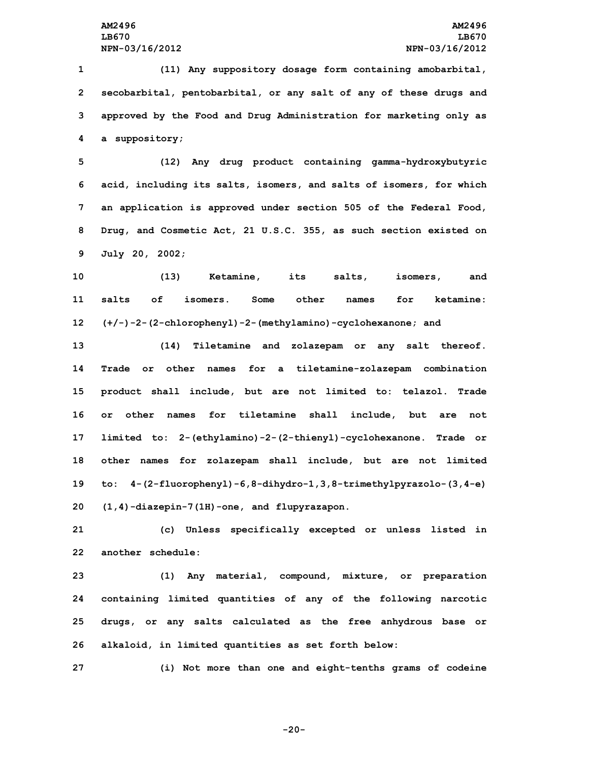(11) Any suppository dosage form containing amobarbital, secobarbital, pentobarbital, or any salt of any of these drugs and approved by the Food and Drug Administration for marketing only as a suppository;

(12) Any drug product containing gamma-hydroxybutyric acid, including its salts, isomers, and salts of isomers, for which an application is approved under section 505 of the Federal Food, Drug, and Cosmetic Act, 21 U.S.C. 355, as such section existed on July 20, 2002;

(13) Ketamine, its salts, isomers, and salts of isomers. Some other names for ketamine: (+/-)-2-(2-chlorophenyl)-2-(methylamino)-cyclohexanone; and

(14) Tiletamine and zolazepam or any salt thereof. Trade or other names for a tiletamine-zolazepam combination product shall include, but are not limited to: telazol. Trade or other names for tiletamine shall include, but are not limited to: 2-(ethylamino)-2-(2-thienyl)-cyclohexanone. Trade or other names for zolazepam shall include, but are not limited to: 4-(2-fluorophenyl)-6,8-dihydro-1,3,8-trimethylpyrazolo-(3,4-e)(1,4)-diazepin-7(1H)-one, and flupyrazapon.

(c) Unless specifically excepted or unless listed in another schedule:

(1) Any material, compound, mixture, or preparation containing limited quantities of any of the following narcotic drugs, or any salts calculated as the free anhydrous base or alkaloid, in limited quantities as set forth below:

(i) Not more than one and eight-tenths grams of codeine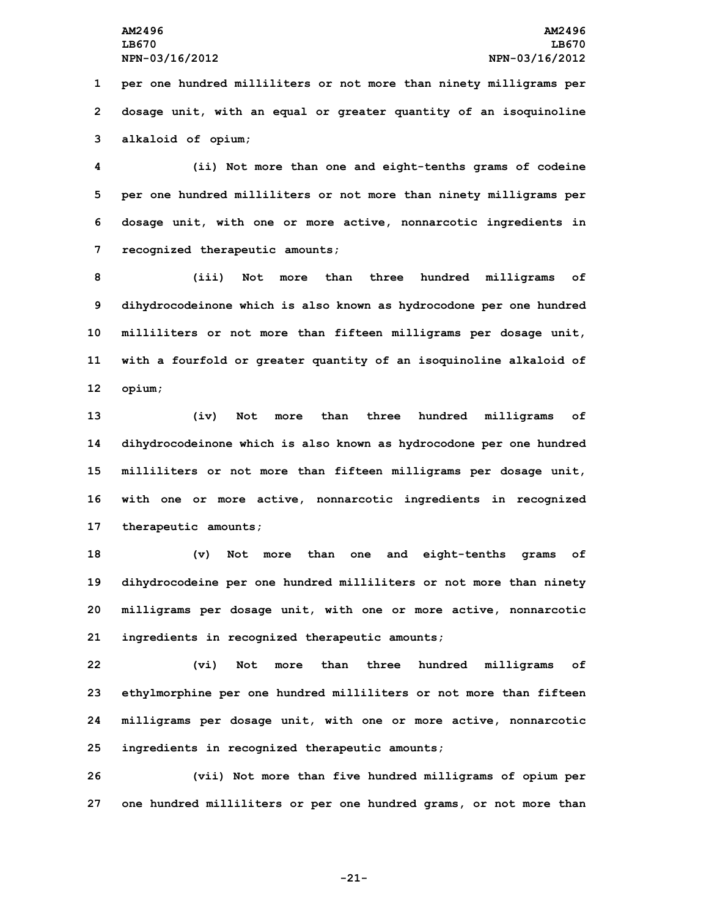per one hundred milliliters or not more than ninety milligrams per dosage unit, with an equal or greater quantity of an isoquinoline alkaloid of opium;

(ii) Not more than one and eight-tenths grams of codeine per one hundred milliliters or not more than ninety milligrams per dosage unit, with one or more active, nonnarcotic ingredients in recognized therapeutic amounts;

(iii) Not more than three hundred milligrams of dihydrocodeinone which is also known as hydrocodone per one hundred milliliters or not more than fifteen milligrams per dosage unit, with a fourfold or greater quantity of an isoquinoline alkaloid of opium;

(iv) Not more than three hundred milligrams of dihydrocodeinone which is also known as hydrocodone per one hundred milliliters or not more than fifteen milligrams per dosage unit, with one or more active, nonnarcotic ingredients in recognized therapeutic amounts;

(v) Not more than one and eight-tenths grams of dihydrocodeine per one hundred milliliters or not more than ninety milligrams per dosage unit, with one or more active, nonnarcotic ingredients in recognized therapeutic amounts;

(vi) Not more than three hundred milligrams of ethylmorphine per one hundred milliliters or not more than fifteen milligrams per dosage unit, with one or more active, nonnarcotic ingredients in recognized therapeutic amounts;

(vii) Not more than five hundred milligrams of opium per one hundred milliliters or per one hundred grams, or not more than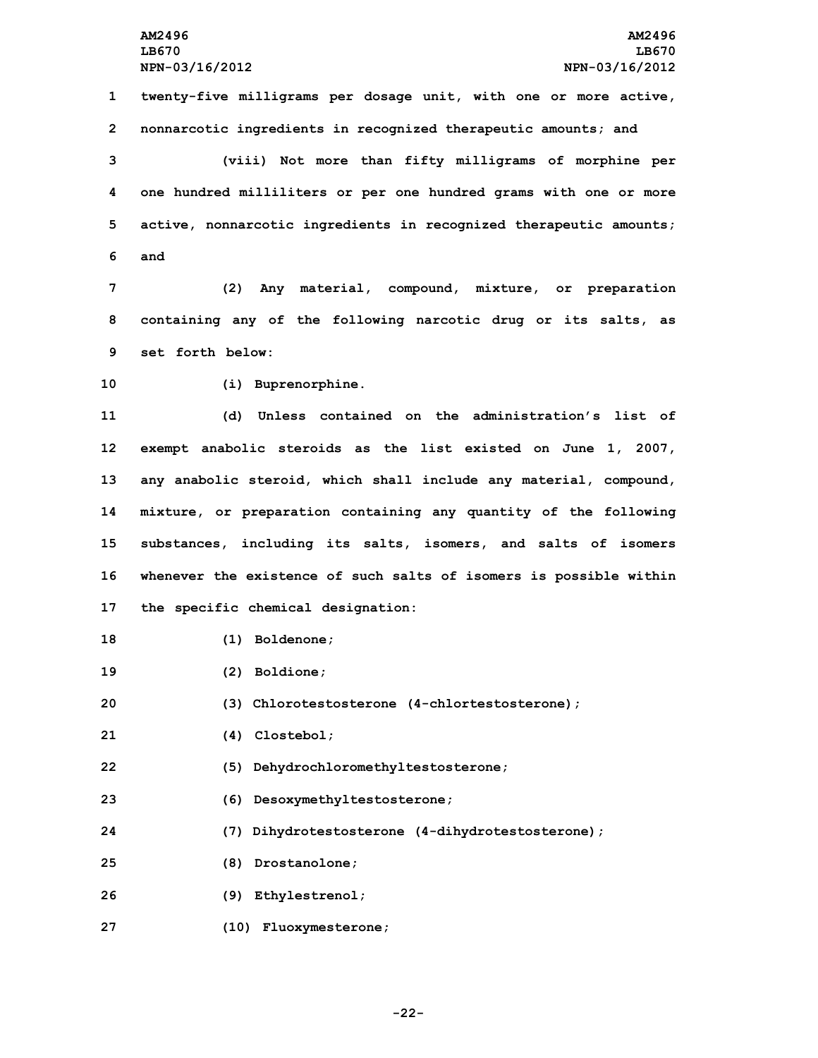twenty-five milligrams per dosage unit, with one or more active, nonnarcotic ingredients in recognized therapeutic amounts; and

(viii) Not more than fifty milligrams of morphine per one hundred milliliters or per one hundred grams with one or more active, nonnarcotic ingredients in recognized therapeutic amounts; and

(2) Any material, compound, mixture, or preparation containing any of the following narcotic drug or its salts, as set forth below:

(i) Buprenorphine.

(d) Unless contained on the administration's list of exempt anabolic steroids as the list existed on June 1, 2007, any anabolic steroid, which shall include any material, compound, mixture, or preparation containing any quantity of the following substances, including its salts, isomers, and salts of isomers whenever the existence of such salts of isomers is possible within the specific chemical designation:

(1) Boldenone;

(2) Boldione;

(3) Chlorotestosterone (4-chlortestosterone);

(4) Clostebol;

(5) Dehydrochloromethyltestosterone;

(6) Desoxymethyltestosterone;

(7) Dihydrotestosterone (4-dihydrotestosterone);

(8) Drostanolone;

(9) Ethylestrenol;

(10) Fluoxymesterone;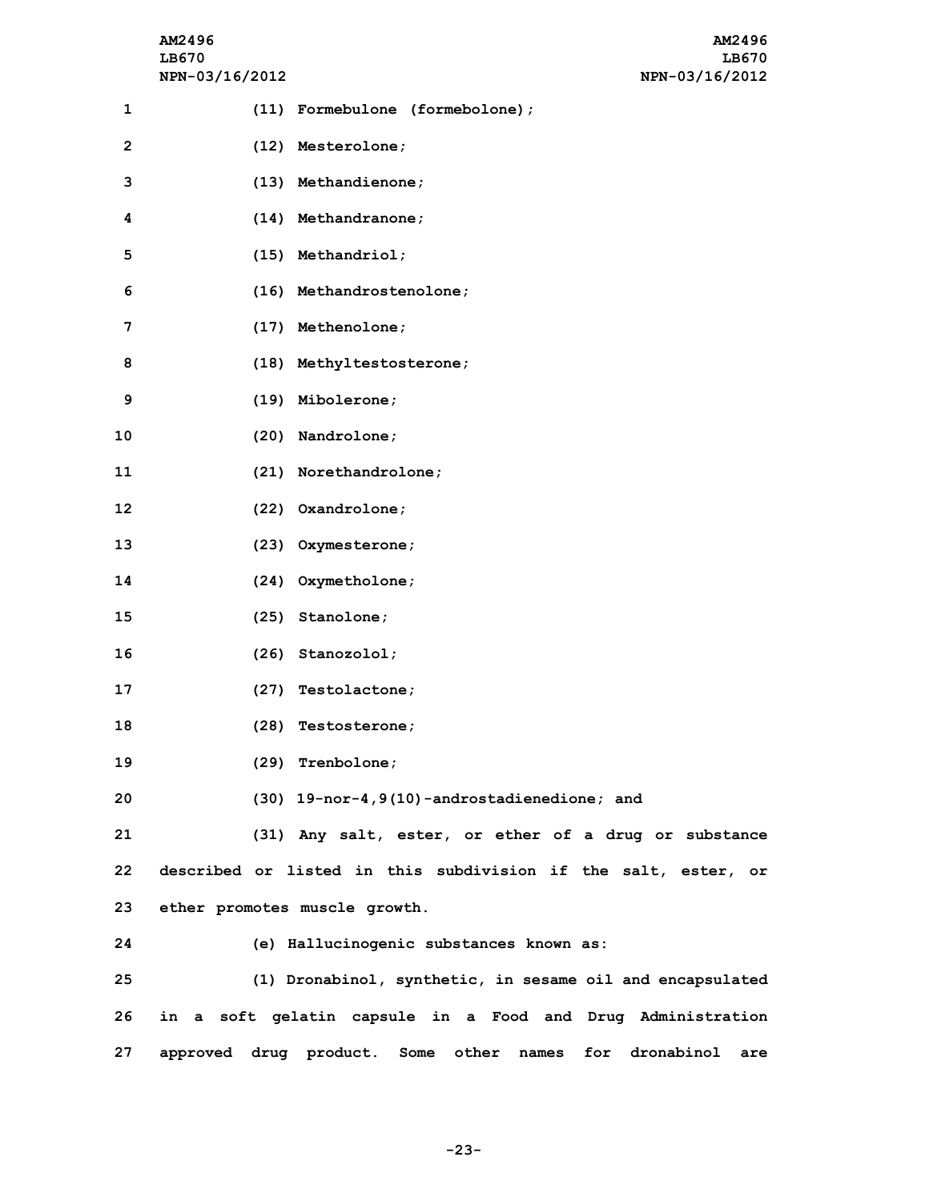(11) Formebulone (formebolone);

(12) Mesterolone;

(13) Methandienone;

(14) Methandranone;

(15) Methandriol;

(16) Methandrostenolone;

(17) Methenolone;

(18) Methyltestosterone;

(19) Mibolerone;

(20) Nandrolone;

(21) Norethandrolone;

(22) Oxandrolone;

(23) Oxymesterone;

(24) Oxymetholone;

(25) Stanolone;

(26) Stanozolol;

(27) Testolactone;

(28) Testosterone;

(29) Trenbolone;

(30) 19-nor-4,9(10)-androstadienedione; and

(31) Any salt, ester, or ether of a drug or substance described or listed in this subdivision if the salt, ester, or ether promotes muscle growth.

(e) Hallucinogenic substances known as:

(1) Dronabinol, synthetic, in sesame oil and encapsulated in a soft gelatin capsule in a Food and Drug Administration approved drug product. Some other names for dronabinol are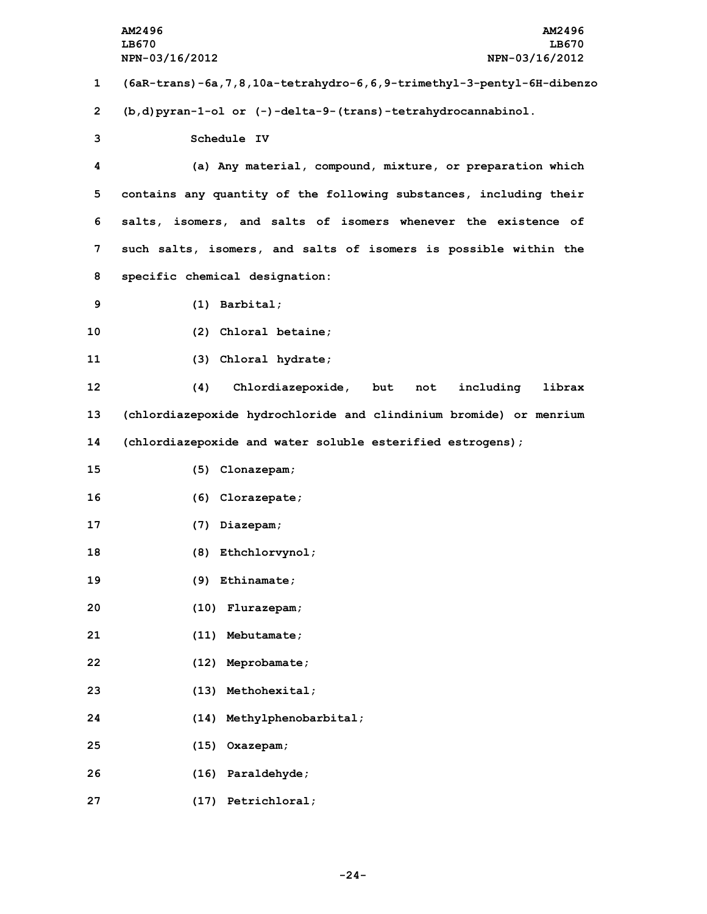(6aR-trans)-6a,7,8,10a-tetrahydro-6,6,9-trimethyl-3-pentyl-6H-dibenzo (b,d)pyran-1-ol or (-)-delta-9-(trans)-tetrahydrocannabinol.

Schedule IV

(a) Any material, compound, mixture, or preparation which contains any quantity of the following substances, including their salts, isomers, and salts of isomers whenever the existence of such salts, isomers, and salts of isomers is possible within the specific chemical designation:

(1) Barbital;

(2) Chloral betaine;

(3) Chloral hydrate;

(4) Chlordiazepoxide, but not including librax (chlordiazepoxide hydrochloride and clindinium bromide) or menrium (chlordiazepoxide and water soluble esterified estrogens);

(5) Clonazepam;

(6) Clorazepate;

(7) Diazepam;

(8) Ethchlorvynol;

(9) Ethinamate;

(10) Flurazepam;

(11) Mebutamate;

(12) Meprobamate;

(13) Methohexital;

(14) Methylphenobarbital;

(15) Oxazepam;

(16) Paraldehyde;

(17) Petrichloral;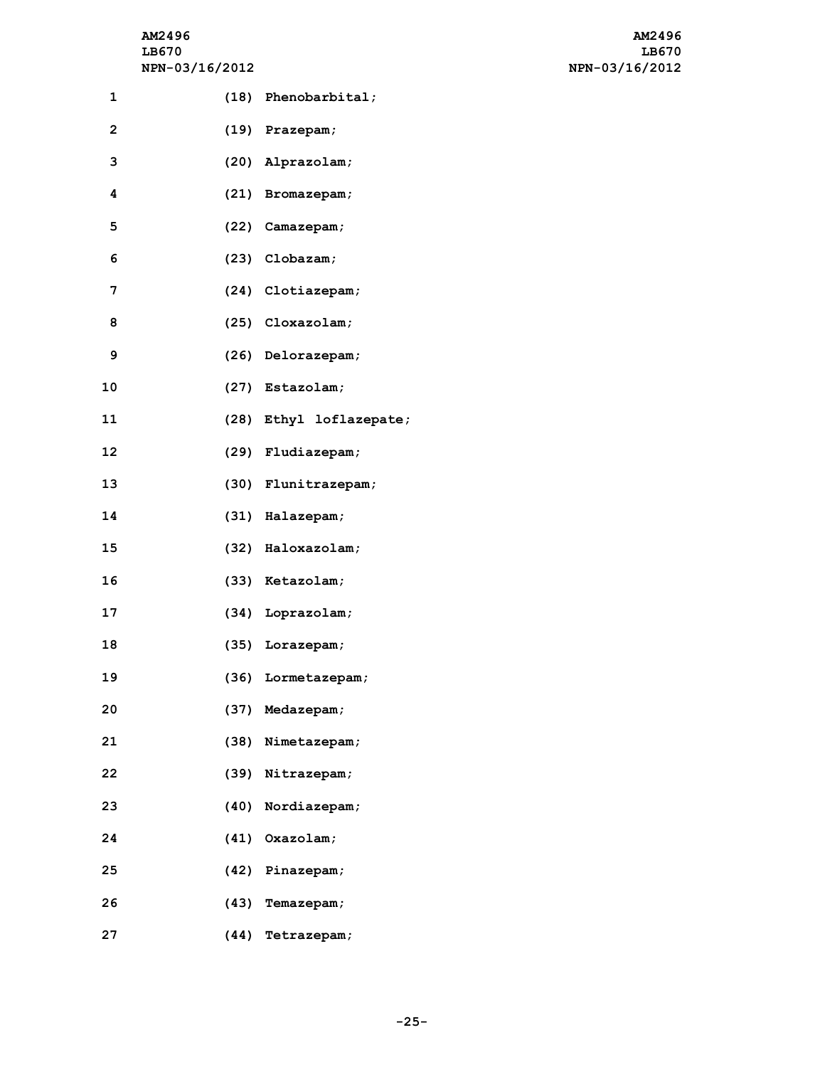(18) Phenobarbital;

(19) Prazepam;

(20) Alprazolam;

(21) Bromazepam;

(22) Camazepam;

(23) Clobazam;

(24) Clotiazepam;

(25) Cloxazolam;

(26) Delorazepam;

(27) Estazolam;

(28) Ethyl loflazepate;

(29) Fludiazepam;

(30) Flunitrazepam;

(31) Halazepam;

(32) Haloxazolam;

(33) Ketazolam;

(34) Loprazolam;

(35) Lorazepam;

(36) Lormetazepam;

(37) Medazepam;

(38) Nimetazepam;

(39) Nitrazepam;

(40) Nordiazepam;

(41) Oxazolam;

(42) Pinazepam;

(43) Temazepam;

(44) Tetrazepam;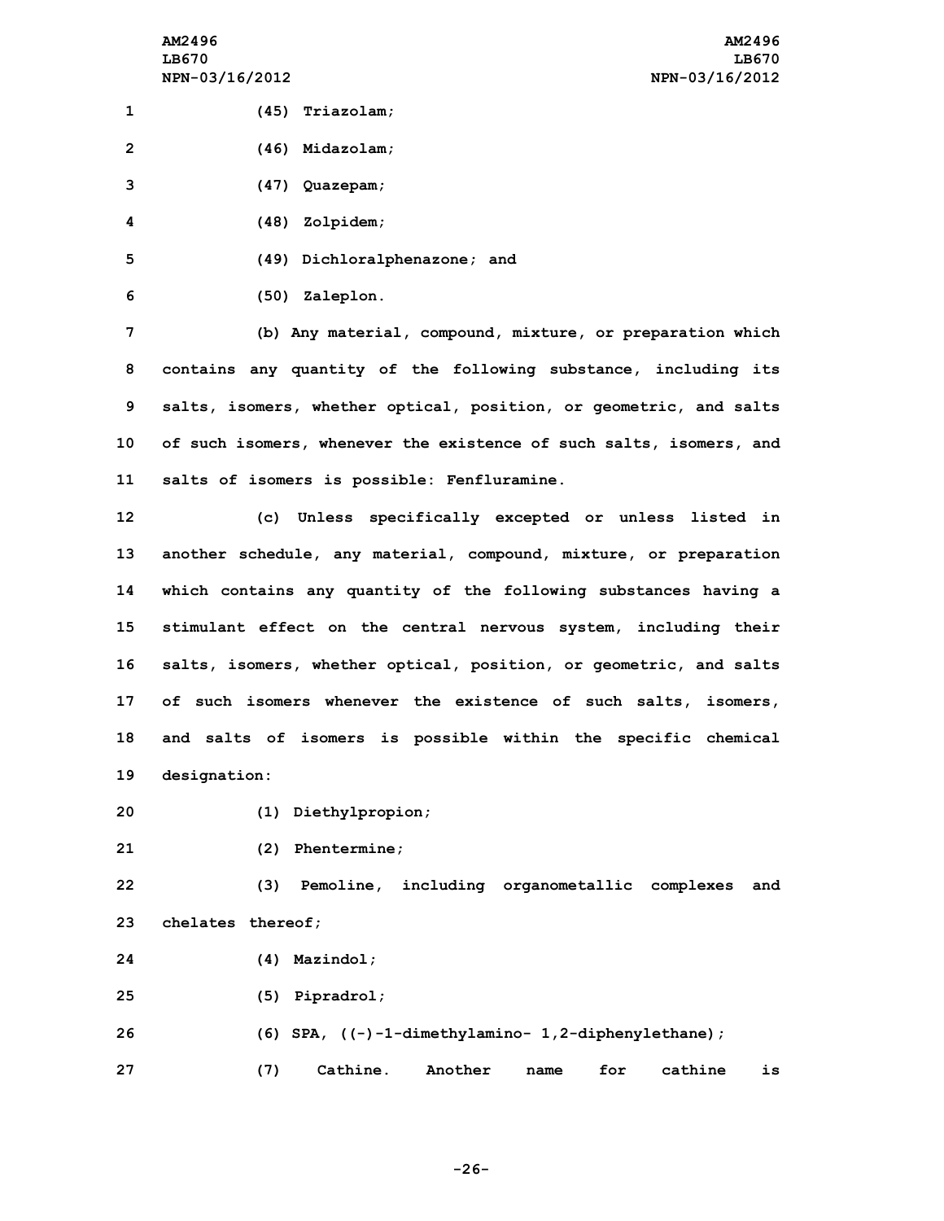(45) Triazolam;

(46) Midazolam;

(47) Quazepam;

(48) Zolpidem;

(49) Dichloralphenazone; and

(50) Zaleplon.

(b) Any material, compound, mixture, or preparation which contains any quantity of the following substance, including its salts, isomers, whether optical, position, or geometric, and salts of such isomers, whenever the existence of such salts, isomers, and salts of isomers is possible: Fenfluramine.

(c) Unless specifically excepted or unless listed in another schedule, any material, compound, mixture, or preparation which contains any quantity of the following substances having a stimulant effect on the central nervous system, including their salts, isomers, whether optical, position, or geometric, and salts of such isomers whenever the existence of such salts, isomers, and salts of isomers is possible within the specific chemical designation:

(1) Diethylpropion;

(2) Phentermine;

(3) Pemoline, including organometallic complexes and chelates thereof;

(4) Mazindol;

(5) Pipradrol;

(6) SPA, ((-)-1-dimethylamino- 1,2-diphenylethane);

(7) Cathine. Another name for cathine is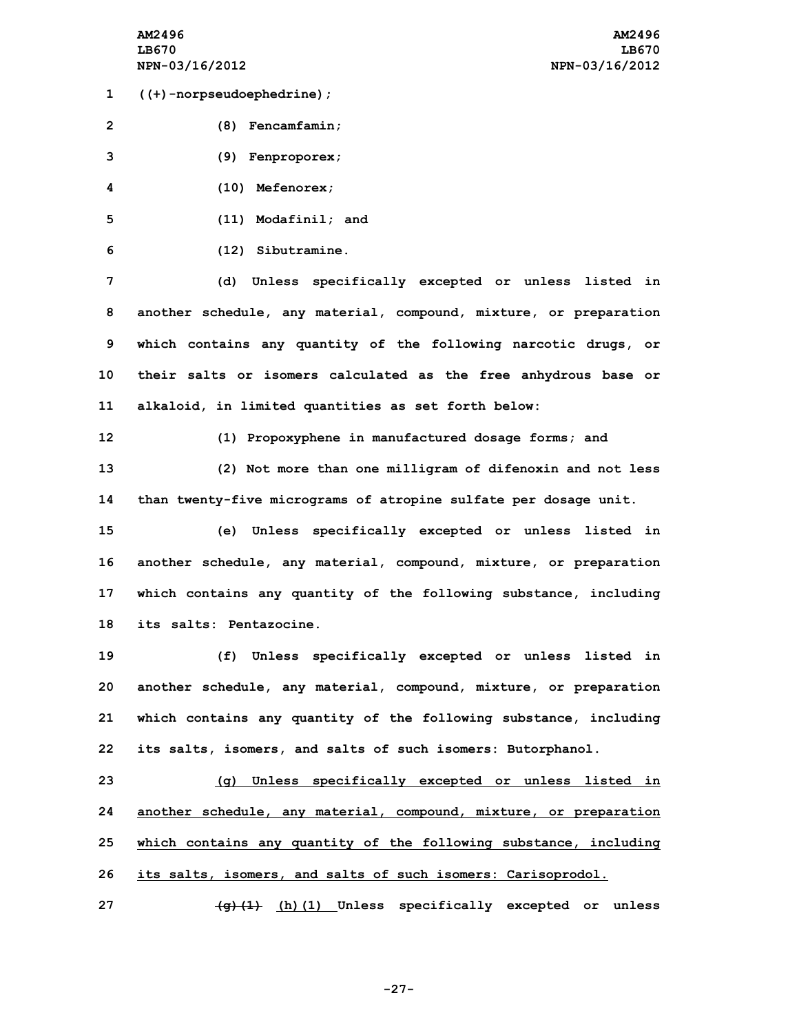((+)-norpseudoephedrine);

(8) Fencamfamin;

(9) Fenproporex;

(10) Mefenorex;

(11) Modafinil; and

(12) Sibutramine.

(d) Unless specifically excepted or unless listed in another schedule, any material, compound, mixture, or preparation which contains any quantity of the following narcotic drugs, or their salts or isomers calculated as the free anhydrous base or alkaloid, in limited quantities as set forth below:

(1) Propoxyphene in manufactured dosage forms; and

(2) Not more than one milligram of difenoxin and not less than twenty-five micrograms of atropine sulfate per dosage unit.

(e) Unless specifically excepted or unless listed in another schedule, any material, compound, mixture, or preparation which contains any quantity of the following substance, including its salts: Pentazocine.

(f) Unless specifically excepted or unless listed in another schedule, any material, compound, mixture, or preparation which contains any quantity of the following substance, including its salts, isomers, and salts of such isomers: Butorphanol.

<u>(g) Unless specifically excepted or unless listed in another schedule, any material, compound, mixture, or preparation which contains any quantity of the following substance, including its salts, isomers, and salts of such isomers: Carisoprodol.</u>

~~(g)(1)~~ <u>(h)(1)</u> Unless specifically excepted or unless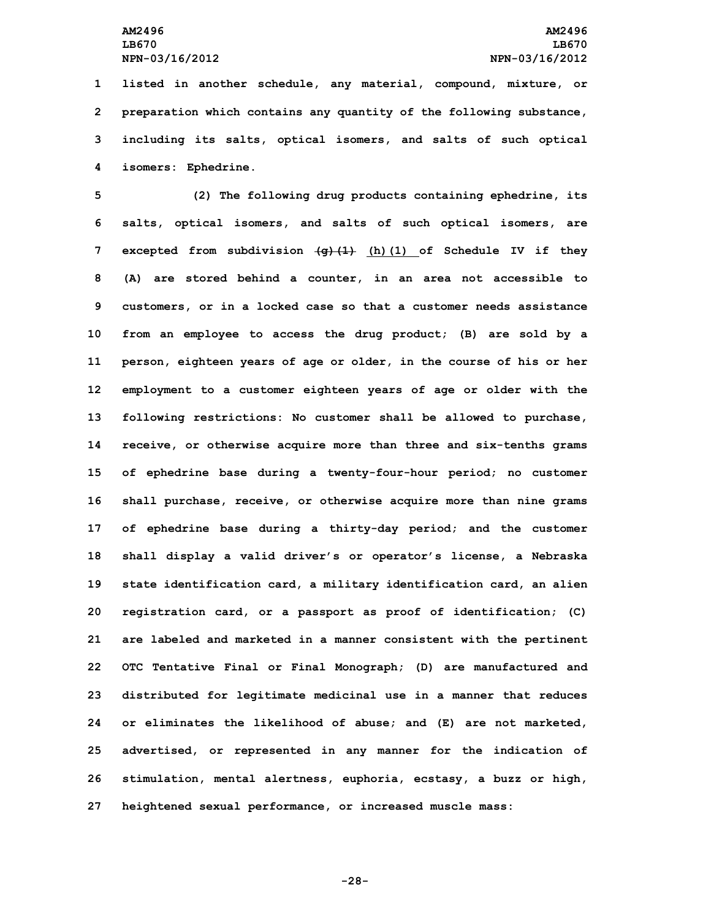listed in another schedule, any material, compound, mixture, or preparation which contains any quantity of the following substance, including its salts, optical isomers, and salts of such optical isomers: Ephedrine.

(2) The following drug products containing ephedrine, its salts, optical isomers, and salts of such optical isomers, are excepted from subdivision ~~(g)(1)~~ (h)(1) of Schedule IV if they (A) are stored behind a counter, in an area not accessible to customers, or in a locked case so that a customer needs assistance from an employee to access the drug product; (B) are sold by a person, eighteen years of age or older, in the course of his or her employment to a customer eighteen years of age or older with the following restrictions: No customer shall be allowed to purchase, receive, or otherwise acquire more than three and six-tenths grams of ephedrine base during a twenty-four-hour period; no customer shall purchase, receive, or otherwise acquire more than nine grams of ephedrine base during a thirty-day period; and the customer shall display a valid driver's or operator's license, a Nebraska state identification card, a military identification card, an alien registration card, or a passport as proof of identification; (C) are labeled and marketed in a manner consistent with the pertinent OTC Tentative Final or Final Monograph; (D) are manufactured and distributed for legitimate medicinal use in a manner that reduces or eliminates the likelihood of abuse; and (E) are not marketed, advertised, or represented in any manner for the indication of stimulation, mental alertness, euphoria, ecstasy, a buzz or high, heightened sexual performance, or increased muscle mass: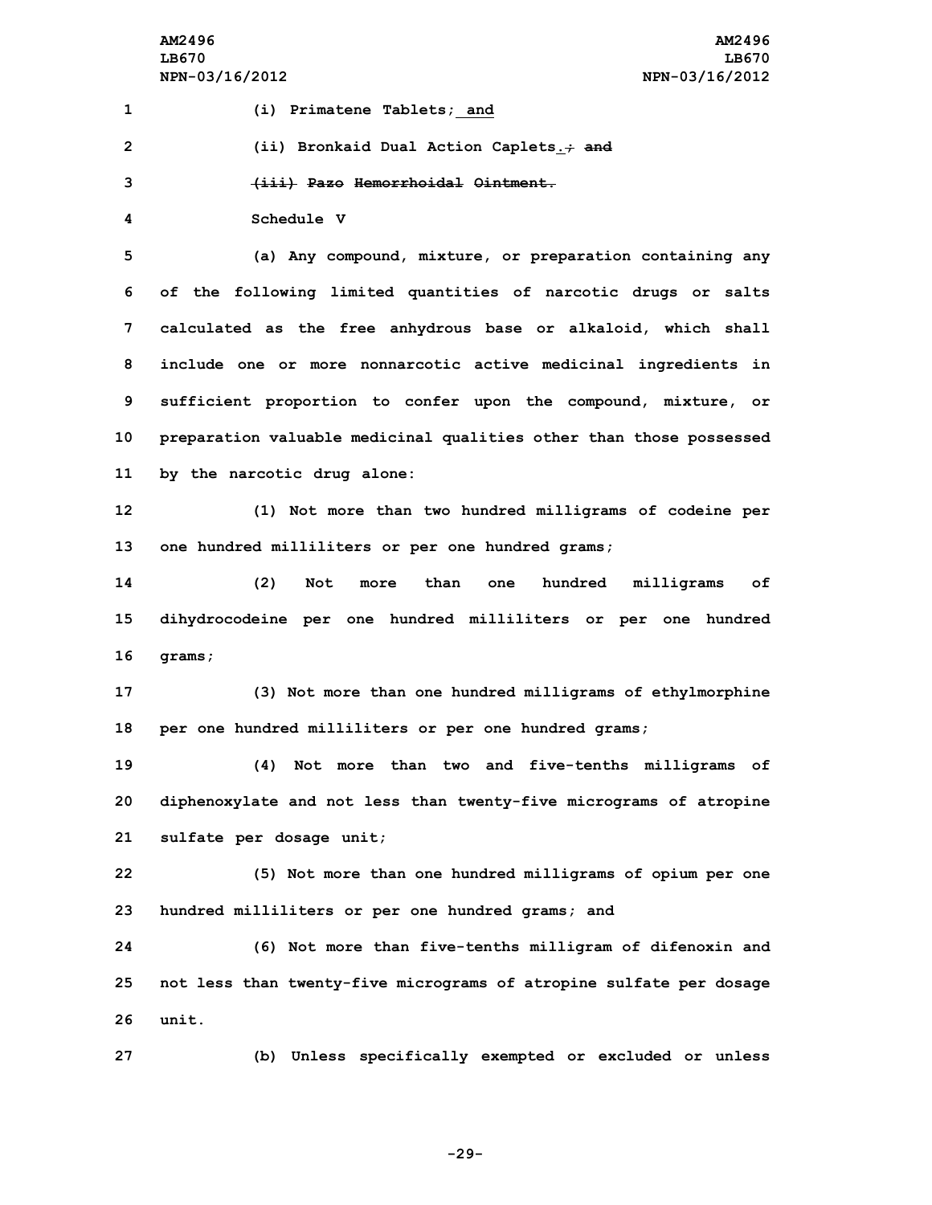(i) Primatene Tablets; and

(ii) Bronkaid Dual Action Caplets.; and

(iii) Pazo Hemorrhoidal Ointment.

Schedule V

(a) Any compound, mixture, or preparation containing any of the following limited quantities of narcotic drugs or salts calculated as the free anhydrous base or alkaloid, which shall include one or more nonnarcotic active medicinal ingredients in sufficient proportion to confer upon the compound, mixture, or preparation valuable medicinal qualities other than those possessed by the narcotic drug alone:

(1) Not more than two hundred milligrams of codeine per one hundred milliliters or per one hundred grams;

(2) Not more than one hundred milligrams of dihydrocodeine per one hundred milliliters or per one hundred grams;

(3) Not more than one hundred milligrams of ethylmorphine per one hundred milliliters or per one hundred grams;

(4) Not more than two and five-tenths milligrams of diphenoxylate and not less than twenty-five micrograms of atropine sulfate per dosage unit;

(5) Not more than one hundred milligrams of opium per one hundred milliliters or per one hundred grams; and

(6) Not more than five-tenths milligram of difenoxin and not less than twenty-five micrograms of atropine sulfate per dosage unit.

(b) Unless specifically exempted or excluded or unless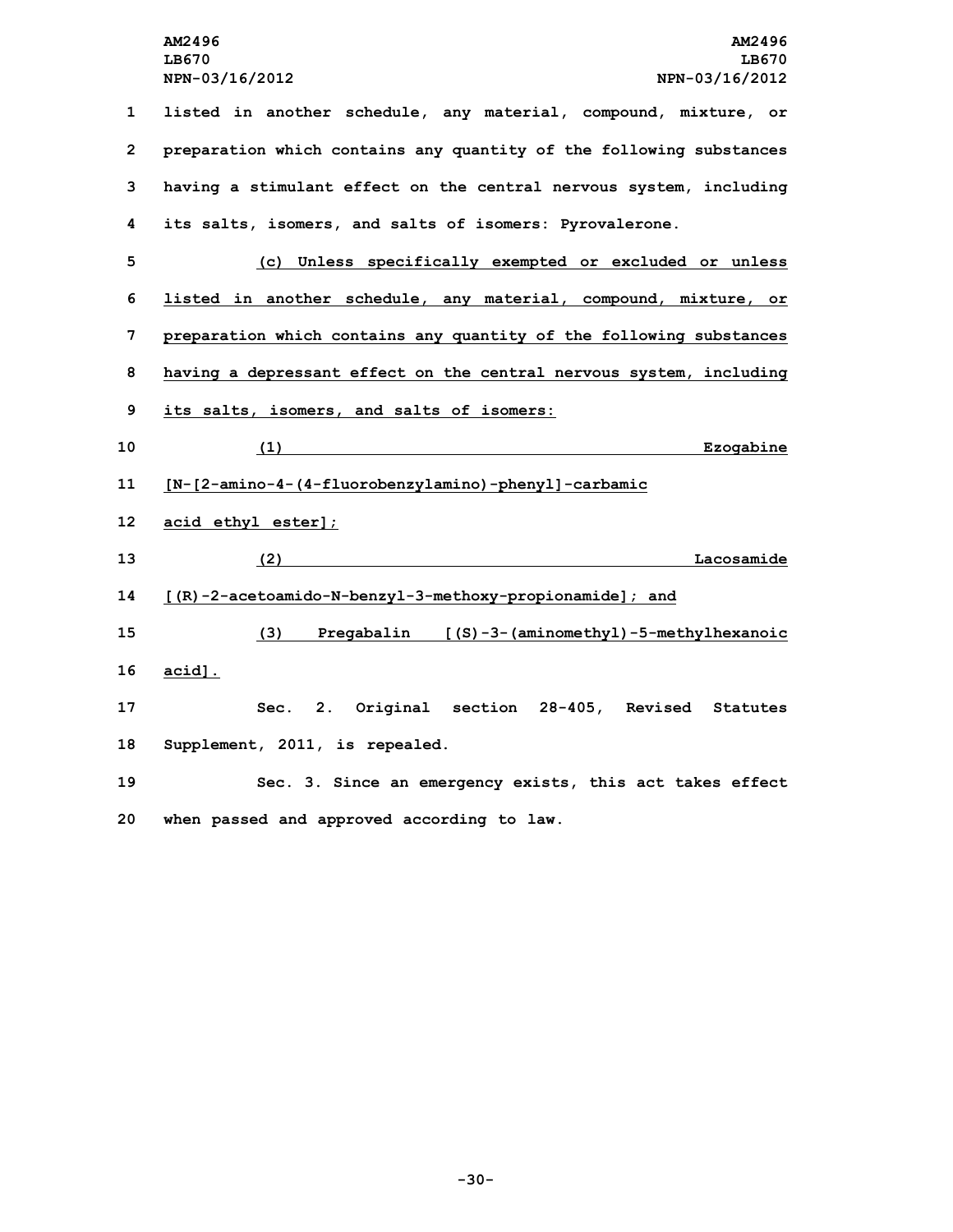listed in another schedule, any material, compound, mixture, or preparation which contains any quantity of the following substances having a stimulant effect on the central nervous system, including its salts, isomers, and salts of isomers: Pyrovalerone.

(c) Unless specifically exempted or excluded or unless listed in another schedule, any material, compound, mixture, or preparation which contains any quantity of the following substances having a depressant effect on the central nervous system, including its salts, isomers, and salts of isomers:

(1) Ezogabine [N-[2-amino-4-(4-fluorobenzylamino)-phenyl]-carbamic acid ethyl ester];

(2) Lacosamide [(R)-2-acetoamido-N-benzyl-3-methoxy-propionamide]; and

(3) Pregabalin [(S)-3-(aminomethyl)-5-methylhexanoic acid].

Sec. 2. Original section 28-405, Revised Statutes Supplement, 2011, is repealed.

Sec. 3. Since an emergency exists, this act takes effect when passed and approved according to law.